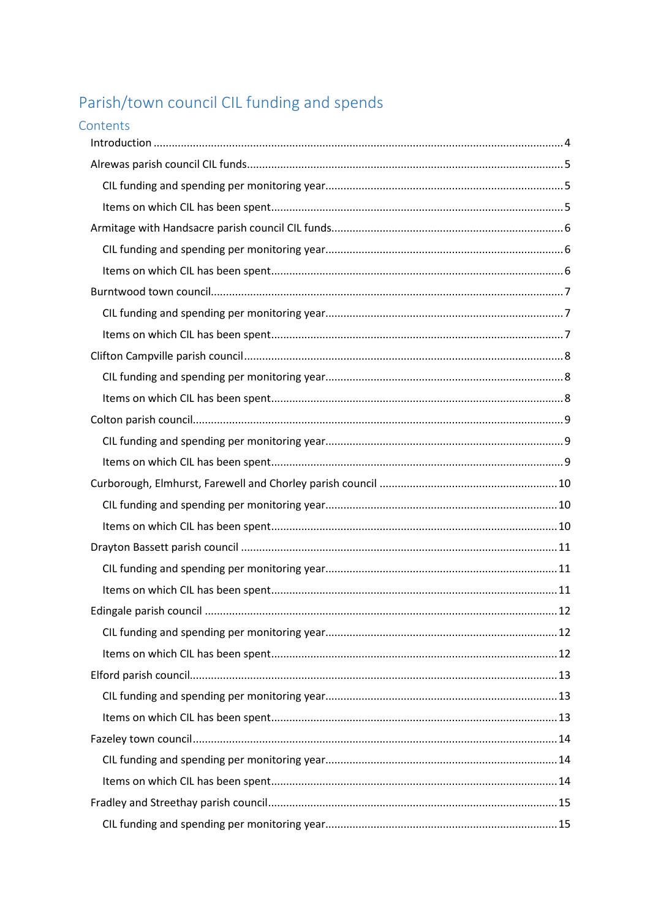# Parish/town council CIL funding and spends

## Contents

- Introduction ........ 4
- Alrewas parish council CIL funds ........ 5
  - CIL funding and spending per monitoring year ........ 5
  - Items on which CIL has been spent ........ 5
- Armitage with Handsacre parish council CIL funds ........ 6
  - CIL funding and spending per monitoring year ........ 6
  - Items on which CIL has been spent ........ 6
- Burntwood town council ........ 7
  - CIL funding and spending per monitoring year ........ 7
  - Items on which CIL has been spent ........ 7
- Clifton Campville parish council ........ 8
  - CIL funding and spending per monitoring year ........ 8
  - Items on which CIL has been spent ........ 8
- Colton parish council ........ 9
  - CIL funding and spending per monitoring year ........ 9
  - Items on which CIL has been spent ........ 9
- Curborough, Elmhurst, Farewell and Chorley parish council ........ 10
  - CIL funding and spending per monitoring year ........ 10
  - Items on which CIL has been spent ........ 10
- Drayton Bassett parish council ........ 11
  - CIL funding and spending per monitoring year ........ 11
  - Items on which CIL has been spent ........ 11
- Edingale parish council ........ 12
  - CIL funding and spending per monitoring year ........ 12
  - Items on which CIL has been spent ........ 12
- Elford parish council ........ 13
  - CIL funding and spending per monitoring year ........ 13
  - Items on which CIL has been spent ........ 13
- Fazeley town council ........ 14
  - CIL funding and spending per monitoring year ........ 14
  - Items on which CIL has been spent ........ 14
- Fradley and Streethay parish council ........ 15
  - CIL funding and spending per monitoring year ........ 15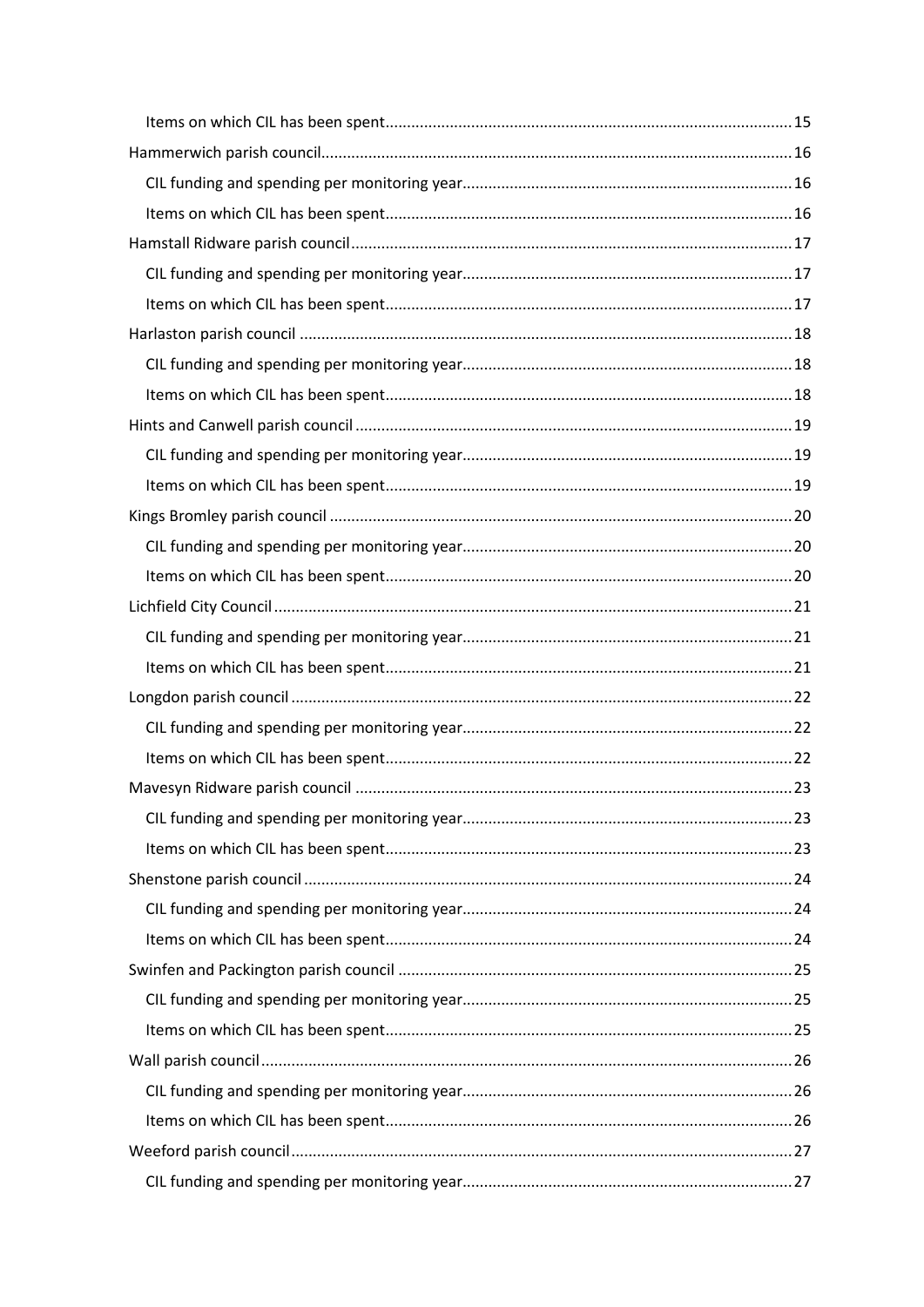- Items on which CIL has been spent ........ 15
- Hammerwich parish council ........ 16
  - CIL funding and spending per monitoring year ........ 16
  - Items on which CIL has been spent ........ 16
- Hamstall Ridware parish council ........ 17
  - CIL funding and spending per monitoring year ........ 17
  - Items on which CIL has been spent ........ 17
- Harlaston parish council ........ 18
  - CIL funding and spending per monitoring year ........ 18
  - Items on which CIL has been spent ........ 18
- Hints and Canwell parish council ........ 19
  - CIL funding and spending per monitoring year ........ 19
  - Items on which CIL has been spent ........ 19
- Kings Bromley parish council ........ 20
  - CIL funding and spending per monitoring year ........ 20
  - Items on which CIL has been spent ........ 20
- Lichfield City Council ........ 21
  - CIL funding and spending per monitoring year ........ 21
  - Items on which CIL has been spent ........ 21
- Longdon parish council ........ 22
  - CIL funding and spending per monitoring year ........ 22
  - Items on which CIL has been spent ........ 22
- Mavesyn Ridware parish council ........ 23
  - CIL funding and spending per monitoring year ........ 23
  - Items on which CIL has been spent ........ 23
- Shenstone parish council ........ 24
  - CIL funding and spending per monitoring year ........ 24
  - Items on which CIL has been spent ........ 24
- Swinfen and Packington parish council ........ 25
  - CIL funding and spending per monitoring year ........ 25
  - Items on which CIL has been spent ........ 25
- Wall parish council ........ 26
  - CIL funding and spending per monitoring year ........ 26
  - Items on which CIL has been spent ........ 26
- Weeford parish council ........ 27
  - CIL funding and spending per monitoring year ........ 27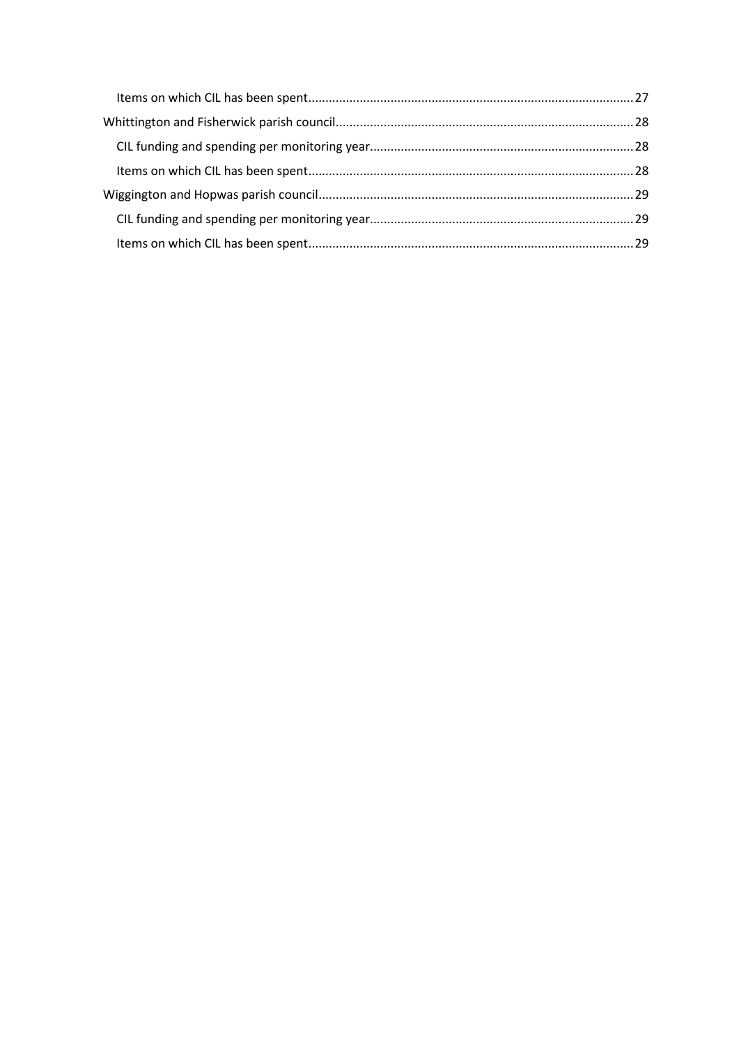Items on which CIL has been spent.....27

Whittington and Fisherwick parish council.....28

CIL funding and spending per monitoring year.....28

Items on which CIL has been spent.....28

Wiggington and Hopwas parish council.....29

CIL funding and spending per monitoring year.....29

Items on which CIL has been spent.....29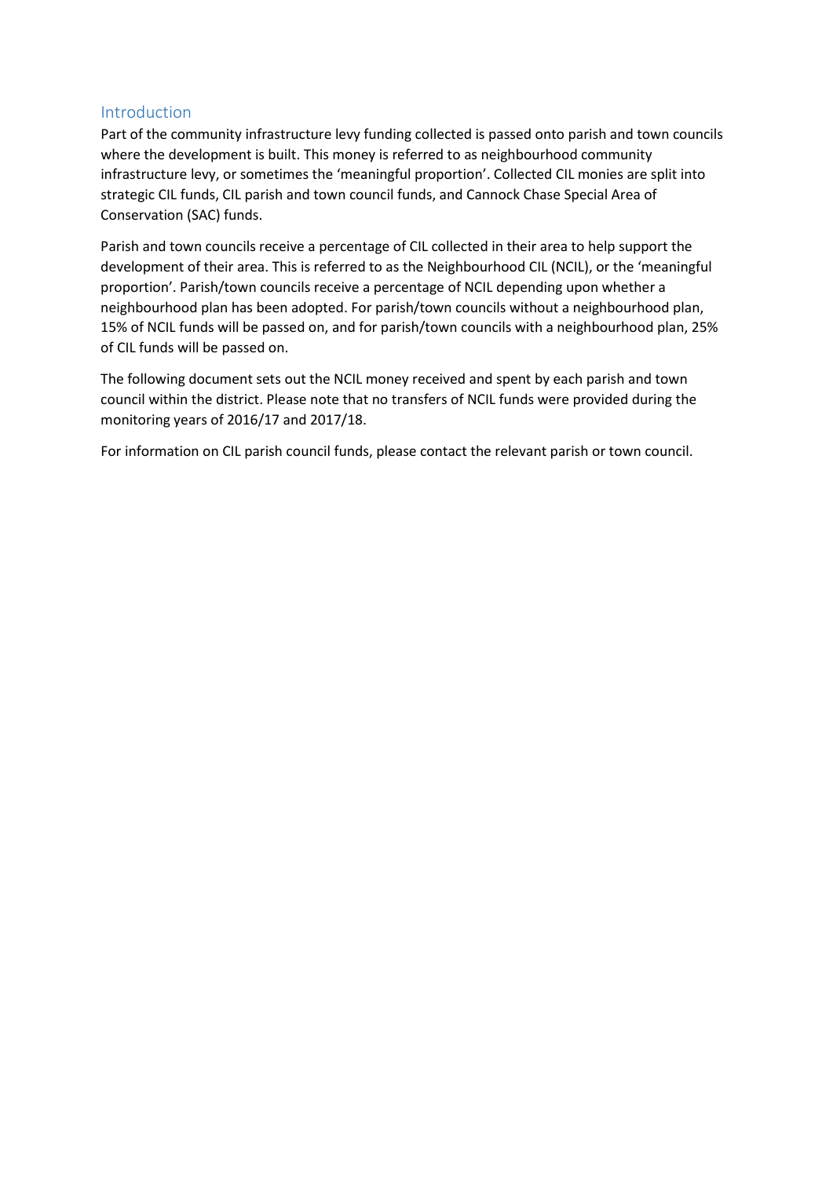## Introduction

Part of the community infrastructure levy funding collected is passed onto parish and town councils where the development is built. This money is referred to as neighbourhood community infrastructure levy, or sometimes the 'meaningful proportion'. Collected CIL monies are split into strategic CIL funds, CIL parish and town council funds, and Cannock Chase Special Area of Conservation (SAC) funds.

Parish and town councils receive a percentage of CIL collected in their area to help support the development of their area. This is referred to as the Neighbourhood CIL (NCIL), or the 'meaningful proportion'. Parish/town councils receive a percentage of NCIL depending upon whether a neighbourhood plan has been adopted. For parish/town councils without a neighbourhood plan, 15% of NCIL funds will be passed on, and for parish/town councils with a neighbourhood plan, 25% of CIL funds will be passed on.

The following document sets out the NCIL money received and spent by each parish and town council within the district. Please note that no transfers of NCIL funds were provided during the monitoring years of 2016/17 and 2017/18.

For information on CIL parish council funds, please contact the relevant parish or town council.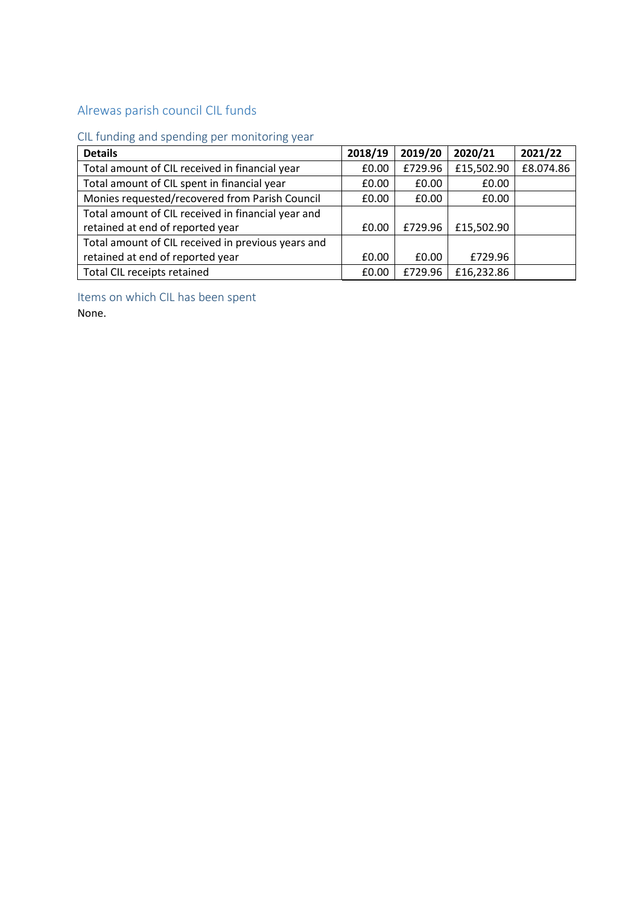## Alrewas parish council CIL funds

### CIL funding and spending per monitoring year

| Details | 2018/19 | 2019/20 | 2020/21 | 2021/22 |
|---|---|---|---|---|
| Total amount of CIL received in financial year | £0.00 | £729.96 | £15,502.90 | £8.074.86 |
| Total amount of CIL spent in financial year | £0.00 | £0.00 | £0.00 | |
| Monies requested/recovered from Parish Council | £0.00 | £0.00 | £0.00 | |
| Total amount of CIL received in financial year and retained at end of reported year | £0.00 | £729.96 | £15,502.90 | |
| Total amount of CIL received in previous years and retained at end of reported year | £0.00 | £0.00 | £729.96 | |
| Total CIL receipts retained | £0.00 | £729.96 | £16,232.86 | |

### Items on which CIL has been spent

None.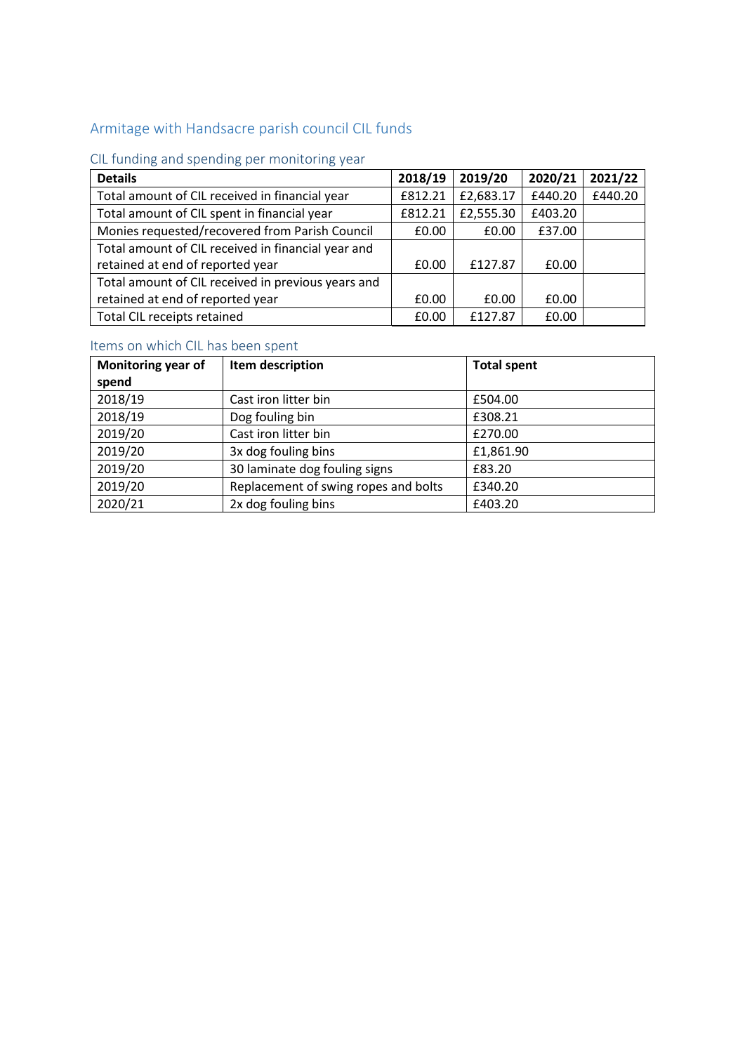## Armitage with Handsacre parish council CIL funds

### CIL funding and spending per monitoring year

| Details | 2018/19 | 2019/20 | 2020/21 | 2021/22 |
|---|---|---|---|---|
| Total amount of CIL received in financial year | £812.21 | £2,683.17 | £440.20 | £440.20 |
| Total amount of CIL spent in financial year | £812.21 | £2,555.30 | £403.20 | |
| Monies requested/recovered from Parish Council | £0.00 | £0.00 | £37.00 | |
| Total amount of CIL received in financial year and retained at end of reported year | £0.00 | £127.87 | £0.00 | |
| Total amount of CIL received in previous years and retained at end of reported year | £0.00 | £0.00 | £0.00 | |
| Total CIL receipts retained | £0.00 | £127.87 | £0.00 | |

### Items on which CIL has been spent

| Monitoring year of spend | Item description | Total spent |
|---|---|---|
| 2018/19 | Cast iron litter bin | £504.00 |
| 2018/19 | Dog fouling bin | £308.21 |
| 2019/20 | Cast iron litter bin | £270.00 |
| 2019/20 | 3x dog fouling bins | £1,861.90 |
| 2019/20 | 30 laminate dog fouling signs | £83.20 |
| 2019/20 | Replacement of swing ropes and bolts | £340.20 |
| 2020/21 | 2x dog fouling bins | £403.20 |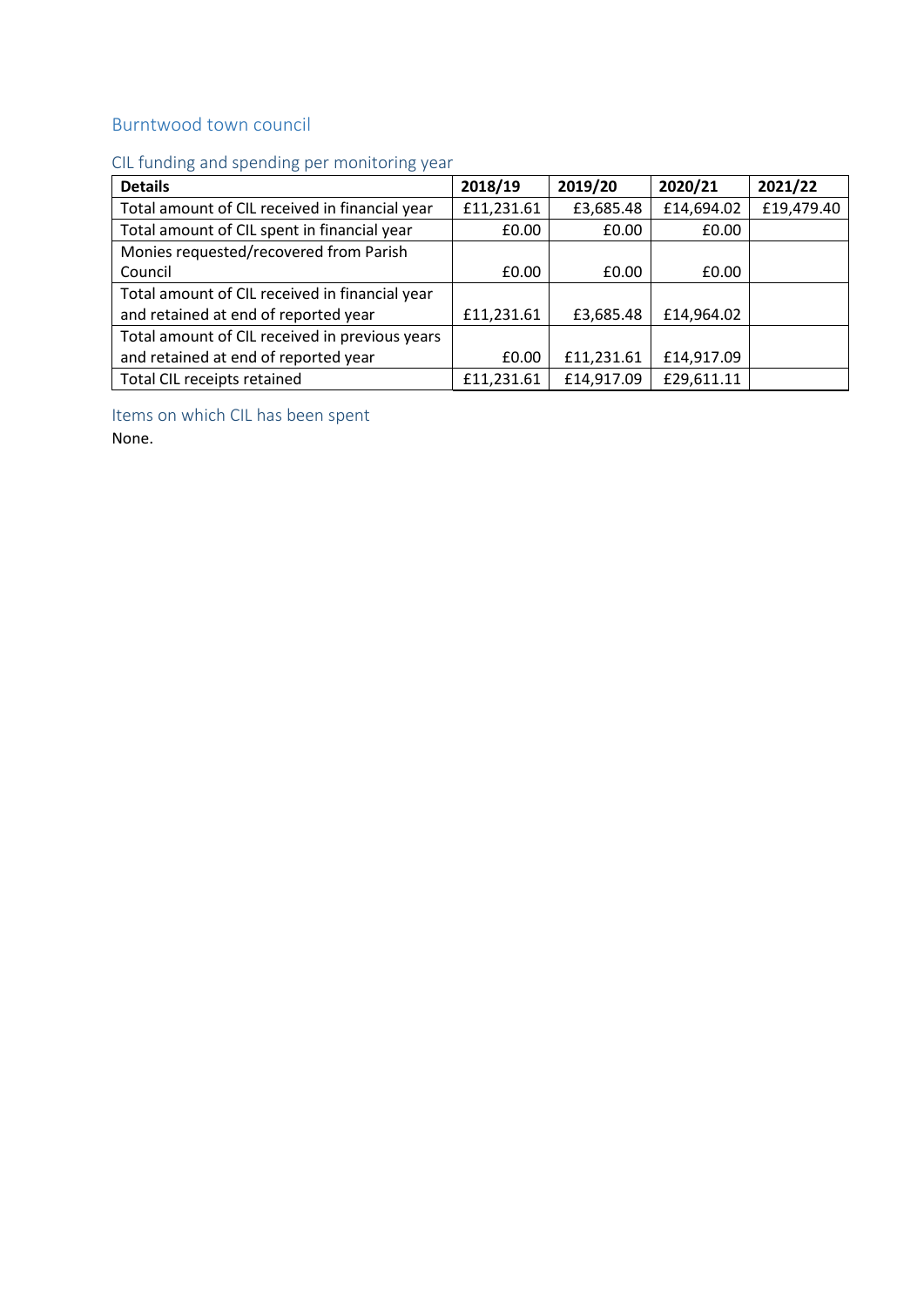## Burntwood town council

### CIL funding and spending per monitoring year

| Details | 2018/19 | 2019/20 | 2020/21 | 2021/22 |
|---|---|---|---|---|
| Total amount of CIL received in financial year | £11,231.61 | £3,685.48 | £14,694.02 | £19,479.40 |
| Total amount of CIL spent in financial year | £0.00 | £0.00 | £0.00 | |
| Monies requested/recovered from Parish Council | £0.00 | £0.00 | £0.00 | |
| Total amount of CIL received in financial year and retained at end of reported year | £11,231.61 | £3,685.48 | £14,964.02 | |
| Total amount of CIL received in previous years and retained at end of reported year | £0.00 | £11,231.61 | £14,917.09 | |
| Total CIL receipts retained | £11,231.61 | £14,917.09 | £29,611.11 | |

### Items on which CIL has been spent

None.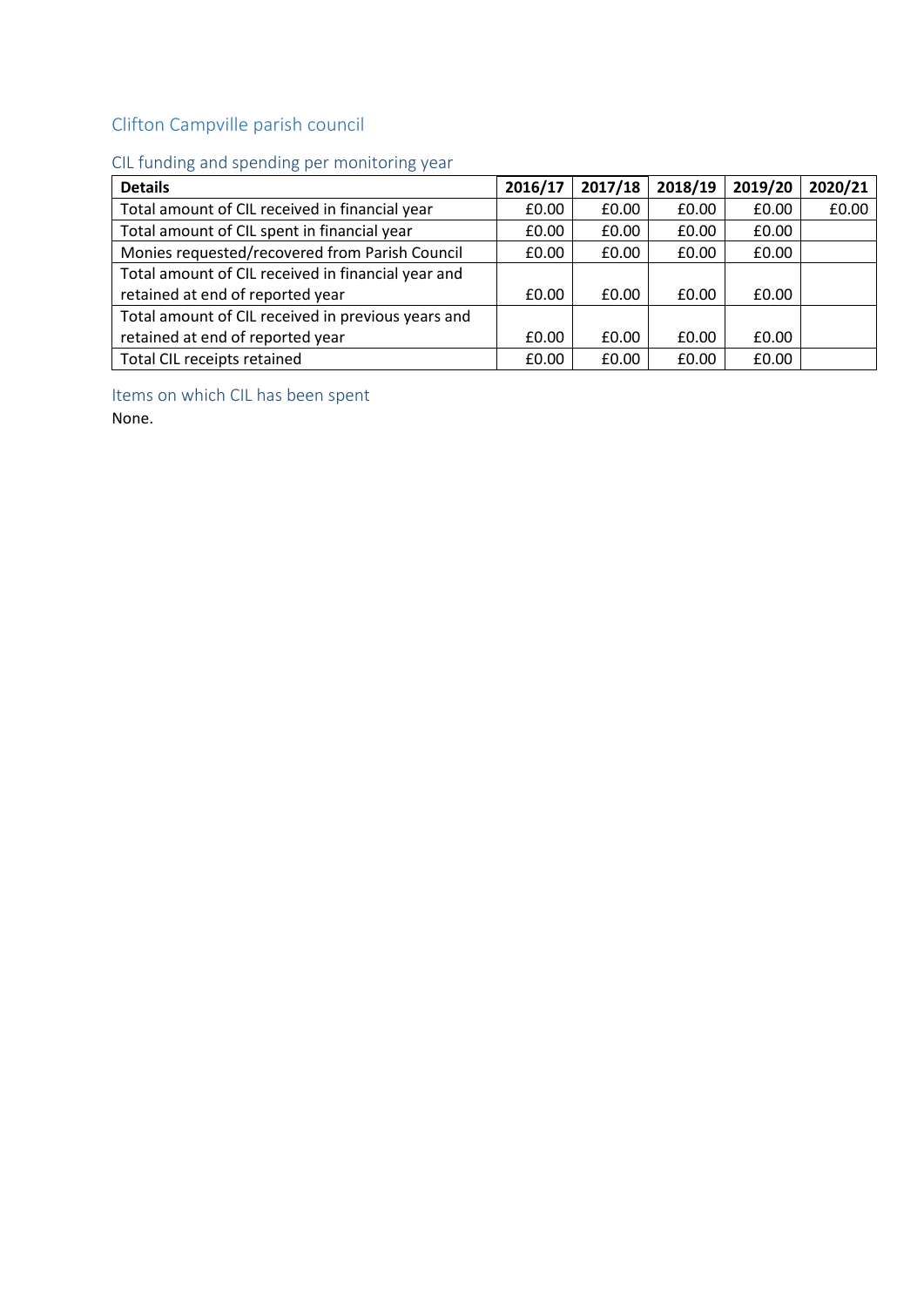## Clifton Campville parish council

### CIL funding and spending per monitoring year

| Details | 2016/17 | 2017/18 | 2018/19 | 2019/20 | 2020/21 |
|---|---|---|---|---|---|
| Total amount of CIL received in financial year | £0.00 | £0.00 | £0.00 | £0.00 | £0.00 |
| Total amount of CIL spent in financial year | £0.00 | £0.00 | £0.00 | £0.00 | |
| Monies requested/recovered from Parish Council | £0.00 | £0.00 | £0.00 | £0.00 | |
| Total amount of CIL received in financial year and retained at end of reported year | £0.00 | £0.00 | £0.00 | £0.00 | |
| Total amount of CIL received in previous years and retained at end of reported year | £0.00 | £0.00 | £0.00 | £0.00 | |
| Total CIL receipts retained | £0.00 | £0.00 | £0.00 | £0.00 | |

### Items on which CIL has been spent

None.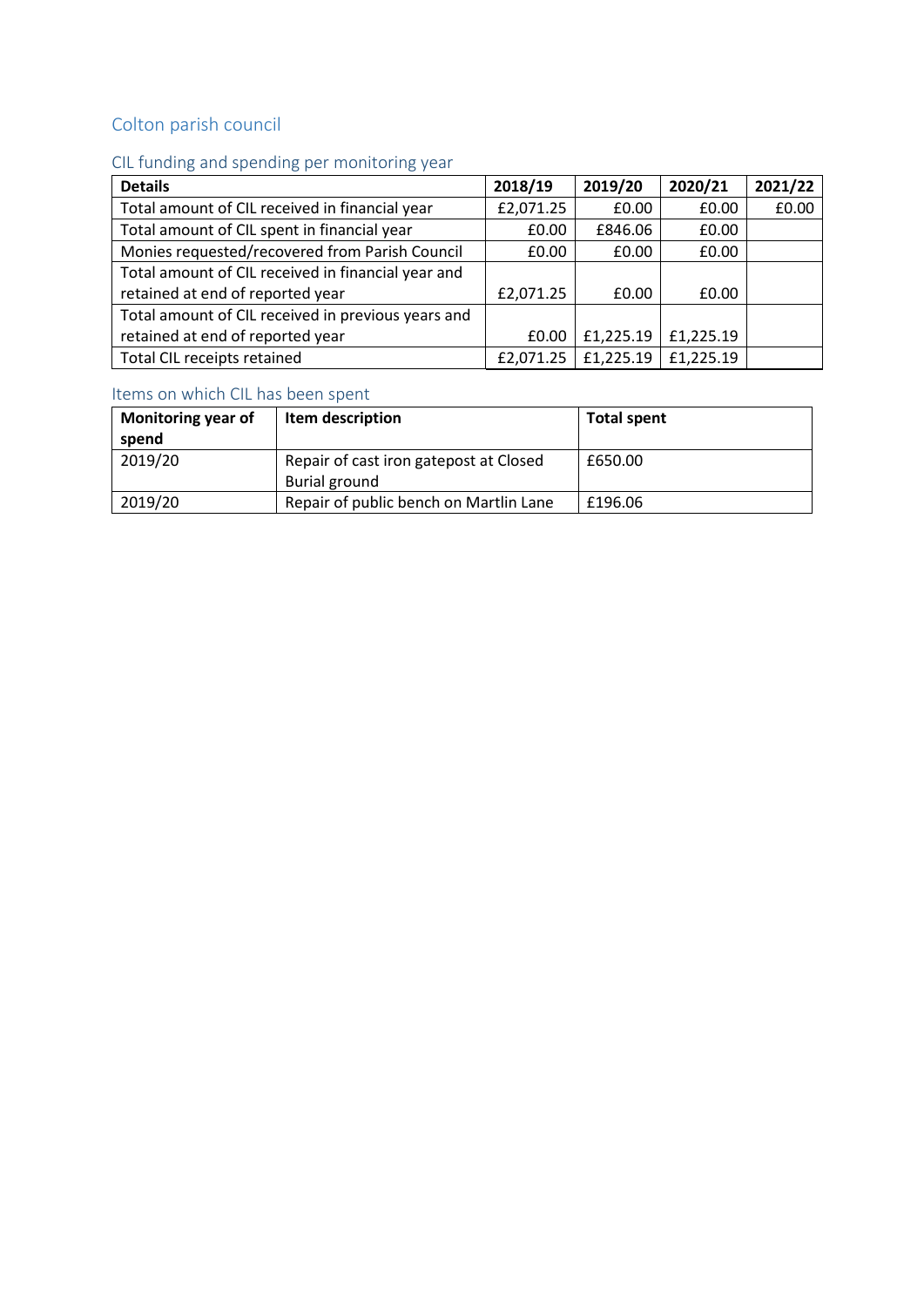## Colton parish council

### CIL funding and spending per monitoring year

| Details | 2018/19 | 2019/20 | 2020/21 | 2021/22 |
|---|---|---|---|---|
| Total amount of CIL received in financial year | £2,071.25 | £0.00 | £0.00 | £0.00 |
| Total amount of CIL spent in financial year | £0.00 | £846.06 | £0.00 | |
| Monies requested/recovered from Parish Council | £0.00 | £0.00 | £0.00 | |
| Total amount of CIL received in financial year and retained at end of reported year | £2,071.25 | £0.00 | £0.00 | |
| Total amount of CIL received in previous years and retained at end of reported year | £0.00 | £1,225.19 | £1,225.19 | |
| Total CIL receipts retained | £2,071.25 | £1,225.19 | £1,225.19 | |

### Items on which CIL has been spent

| Monitoring year of spend | Item description | Total spent |
|---|---|---|
| 2019/20 | Repair of cast iron gatepost at Closed Burial ground | £650.00 |
| 2019/20 | Repair of public bench on Martlin Lane | £196.06 |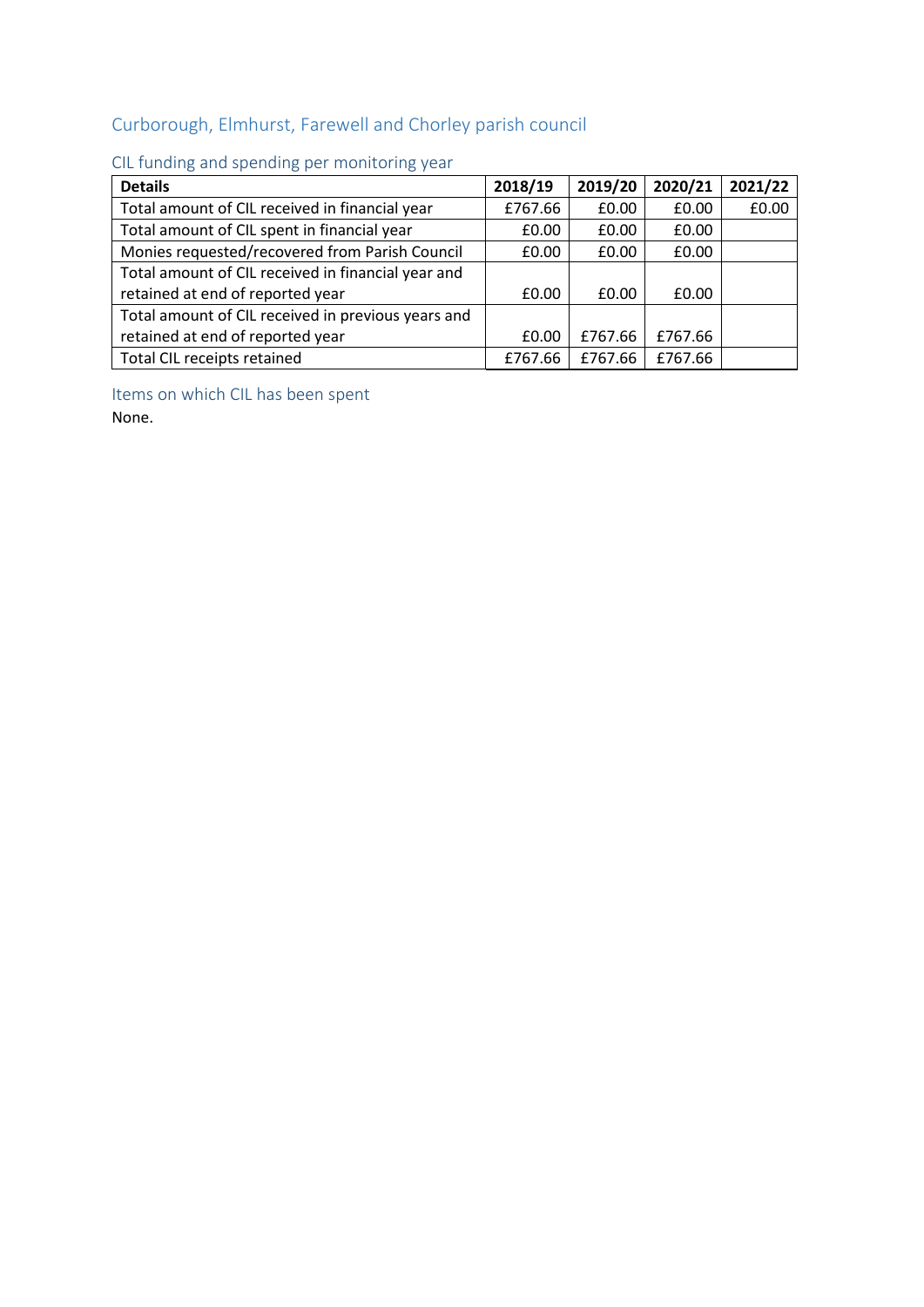## Curborough, Elmhurst, Farewell and Chorley parish council

### CIL funding and spending per monitoring year

| Details | 2018/19 | 2019/20 | 2020/21 | 2021/22 |
|---|---|---|---|---|
| Total amount of CIL received in financial year | £767.66 | £0.00 | £0.00 | £0.00 |
| Total amount of CIL spent in financial year | £0.00 | £0.00 | £0.00 | |
| Monies requested/recovered from Parish Council | £0.00 | £0.00 | £0.00 | |
| Total amount of CIL received in financial year and retained at end of reported year | £0.00 | £0.00 | £0.00 | |
| Total amount of CIL received in previous years and retained at end of reported year | £0.00 | £767.66 | £767.66 | |
| Total CIL receipts retained | £767.66 | £767.66 | £767.66 | |

### Items on which CIL has been spent

None.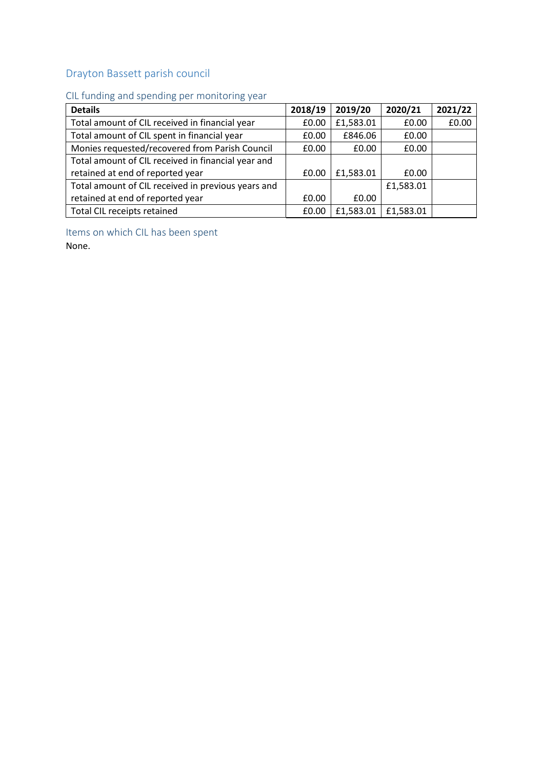## Drayton Bassett parish council

### CIL funding and spending per monitoring year

| Details | 2018/19 | 2019/20 | 2020/21 | 2021/22 |
|---|---|---|---|---|
| Total amount of CIL received in financial year | £0.00 | £1,583.01 | £0.00 | £0.00 |
| Total amount of CIL spent in financial year | £0.00 | £846.06 | £0.00 | |
| Monies requested/recovered from Parish Council | £0.00 | £0.00 | £0.00 | |
| Total amount of CIL received in financial year and retained at end of reported year | £0.00 | £1,583.01 | £0.00 | |
| Total amount of CIL received in previous years and retained at end of reported year | £0.00 | £0.00 | £1,583.01 | |
| Total CIL receipts retained | £0.00 | £1,583.01 | £1,583.01 | |

### Items on which CIL has been spent

None.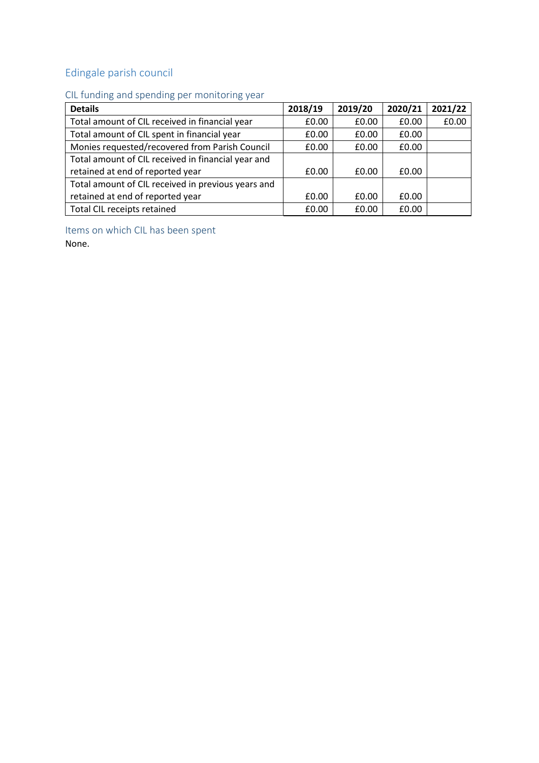## Edingale parish council

### CIL funding and spending per monitoring year

| Details | 2018/19 | 2019/20 | 2020/21 | 2021/22 |
|---|---|---|---|---|
| Total amount of CIL received in financial year | £0.00 | £0.00 | £0.00 | £0.00 |
| Total amount of CIL spent in financial year | £0.00 | £0.00 | £0.00 | |
| Monies requested/recovered from Parish Council | £0.00 | £0.00 | £0.00 | |
| Total amount of CIL received in financial year and retained at end of reported year | £0.00 | £0.00 | £0.00 | |
| Total amount of CIL received in previous years and retained at end of reported year | £0.00 | £0.00 | £0.00 | |
| Total CIL receipts retained | £0.00 | £0.00 | £0.00 | |

### Items on which CIL has been spent

None.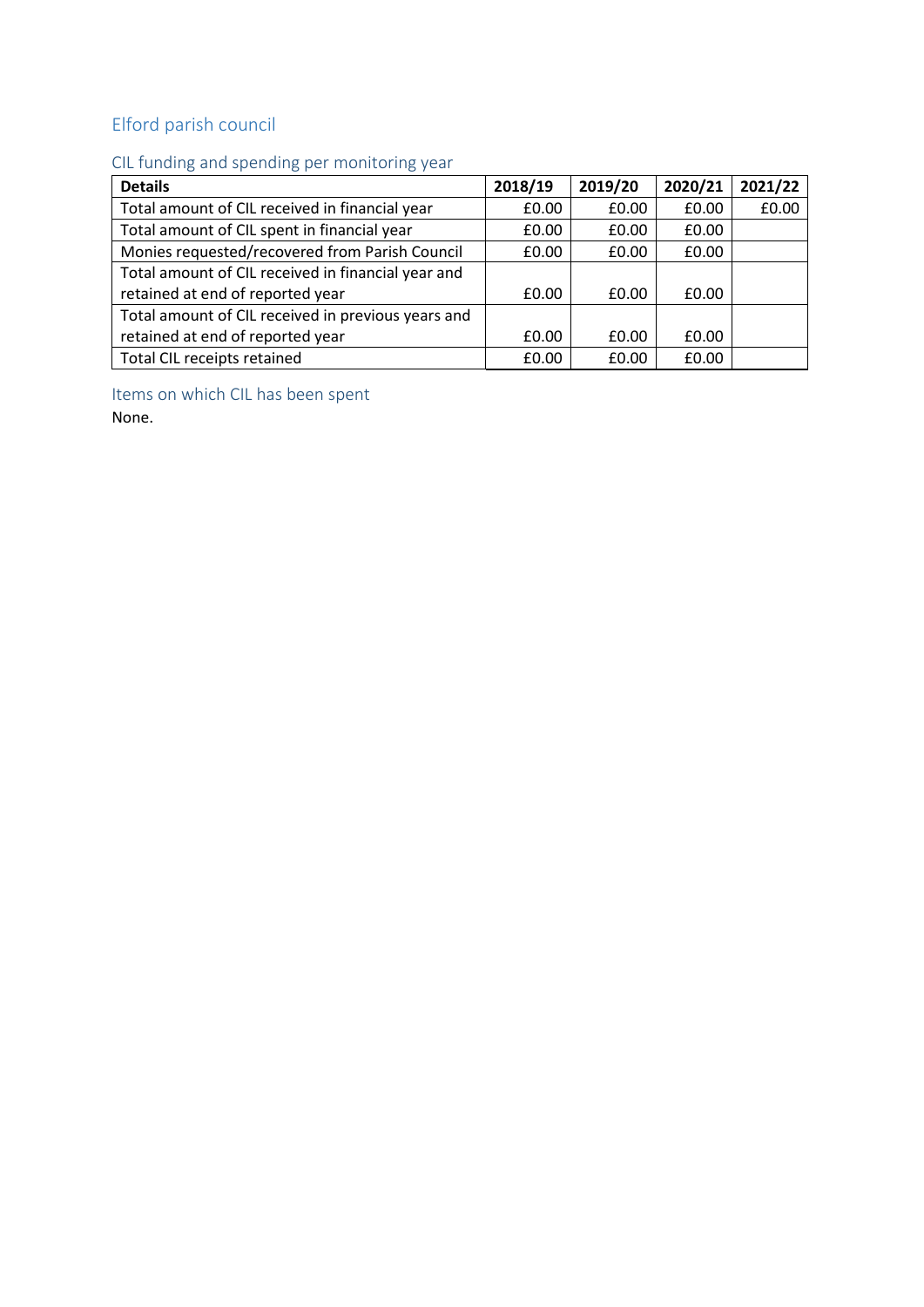## Elford parish council

### CIL funding and spending per monitoring year

| Details | 2018/19 | 2019/20 | 2020/21 | 2021/22 |
|---|---|---|---|---|
| Total amount of CIL received in financial year | £0.00 | £0.00 | £0.00 | £0.00 |
| Total amount of CIL spent in financial year | £0.00 | £0.00 | £0.00 | |
| Monies requested/recovered from Parish Council | £0.00 | £0.00 | £0.00 | |
| Total amount of CIL received in financial year and retained at end of reported year | £0.00 | £0.00 | £0.00 | |
| Total amount of CIL received in previous years and retained at end of reported year | £0.00 | £0.00 | £0.00 | |
| Total CIL receipts retained | £0.00 | £0.00 | £0.00 | |

### Items on which CIL has been spent

None.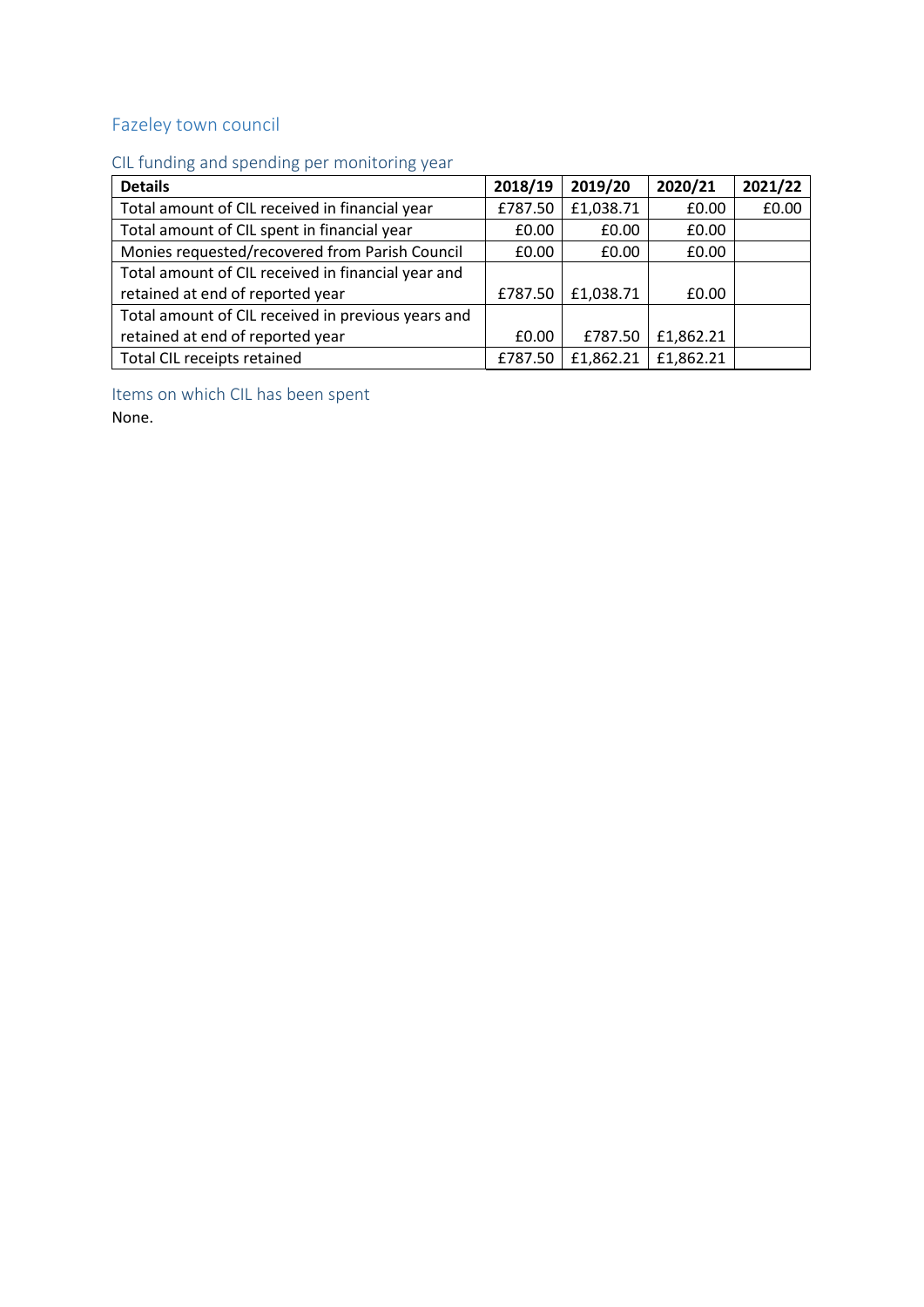## Fazeley town council

### CIL funding and spending per monitoring year

| Details | 2018/19 | 2019/20 | 2020/21 | 2021/22 |
|---|---|---|---|---|
| Total amount of CIL received in financial year | £787.50 | £1,038.71 | £0.00 | £0.00 |
| Total amount of CIL spent in financial year | £0.00 | £0.00 | £0.00 | |
| Monies requested/recovered from Parish Council | £0.00 | £0.00 | £0.00 | |
| Total amount of CIL received in financial year and retained at end of reported year | £787.50 | £1,038.71 | £0.00 | |
| Total amount of CIL received in previous years and retained at end of reported year | £0.00 | £787.50 | £1,862.21 | |
| Total CIL receipts retained | £787.50 | £1,862.21 | £1,862.21 | |

### Items on which CIL has been spent

None.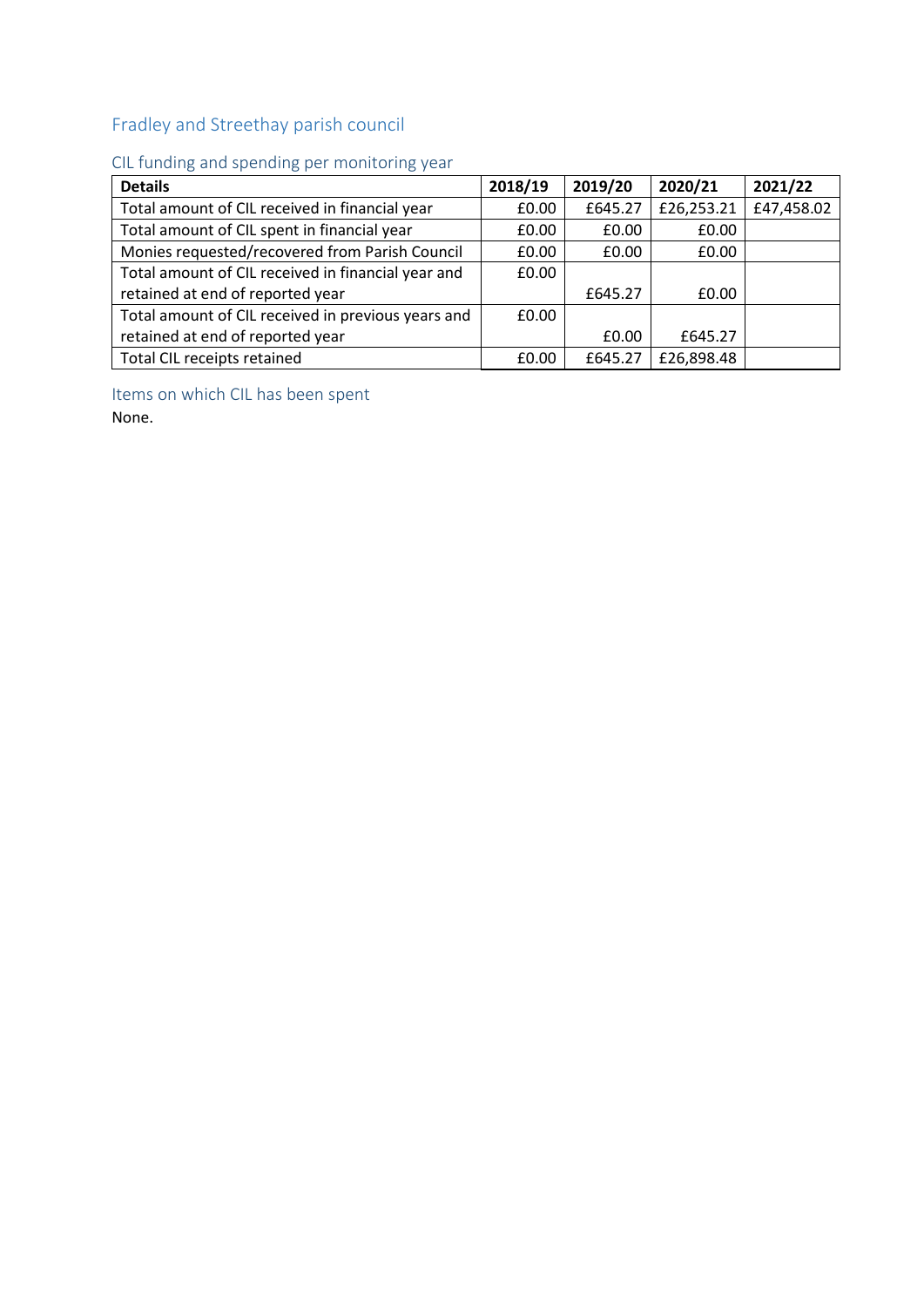## Fradley and Streethay parish council

### CIL funding and spending per monitoring year

| Details | 2018/19 | 2019/20 | 2020/21 | 2021/22 |
|---|---|---|---|---|
| Total amount of CIL received in financial year | £0.00 | £645.27 | £26,253.21 | £47,458.02 |
| Total amount of CIL spent in financial year | £0.00 | £0.00 | £0.00 | |
| Monies requested/recovered from Parish Council | £0.00 | £0.00 | £0.00 | |
| Total amount of CIL received in financial year and retained at end of reported year | £0.00 | £645.27 | £0.00 | |
| Total amount of CIL received in previous years and retained at end of reported year | £0.00 | £0.00 | £645.27 | |
| Total CIL receipts retained | £0.00 | £645.27 | £26,898.48 | |

### Items on which CIL has been spent

None.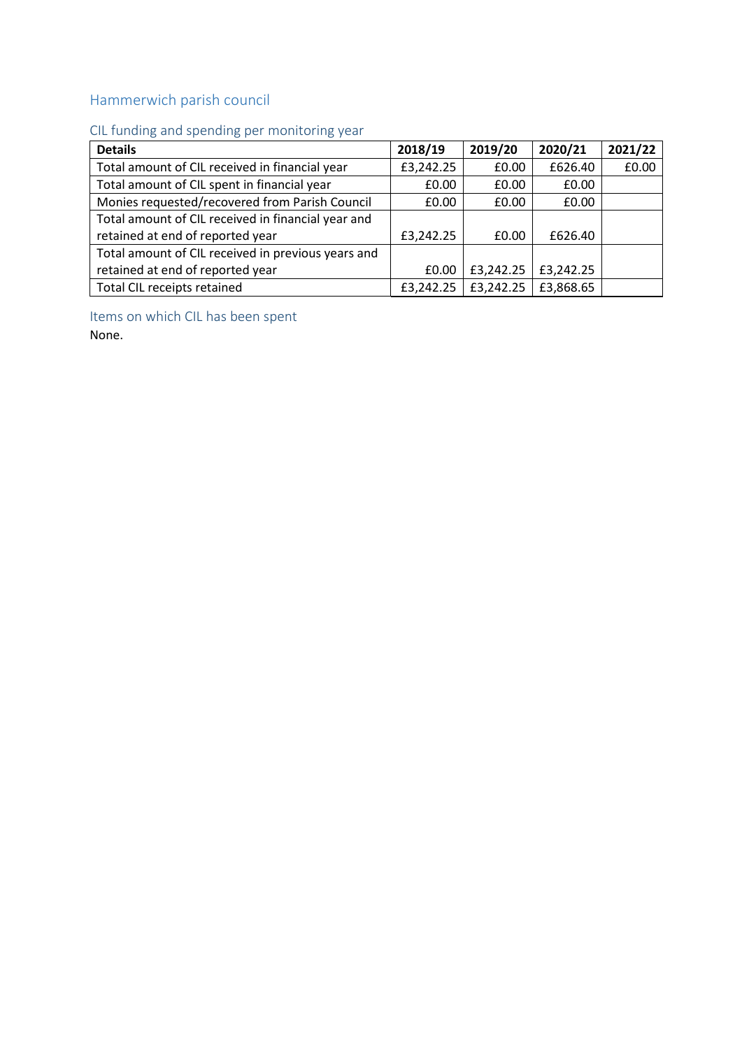## Hammerwich parish council

### CIL funding and spending per monitoring year

| Details | 2018/19 | 2019/20 | 2020/21 | 2021/22 |
|---|---|---|---|---|
| Total amount of CIL received in financial year | £3,242.25 | £0.00 | £626.40 | £0.00 |
| Total amount of CIL spent in financial year | £0.00 | £0.00 | £0.00 | |
| Monies requested/recovered from Parish Council | £0.00 | £0.00 | £0.00 | |
| Total amount of CIL received in financial year and retained at end of reported year | £3,242.25 | £0.00 | £626.40 | |
| Total amount of CIL received in previous years and retained at end of reported year | £0.00 | £3,242.25 | £3,242.25 | |
| Total CIL receipts retained | £3,242.25 | £3,242.25 | £3,868.65 | |

### Items on which CIL has been spent

None.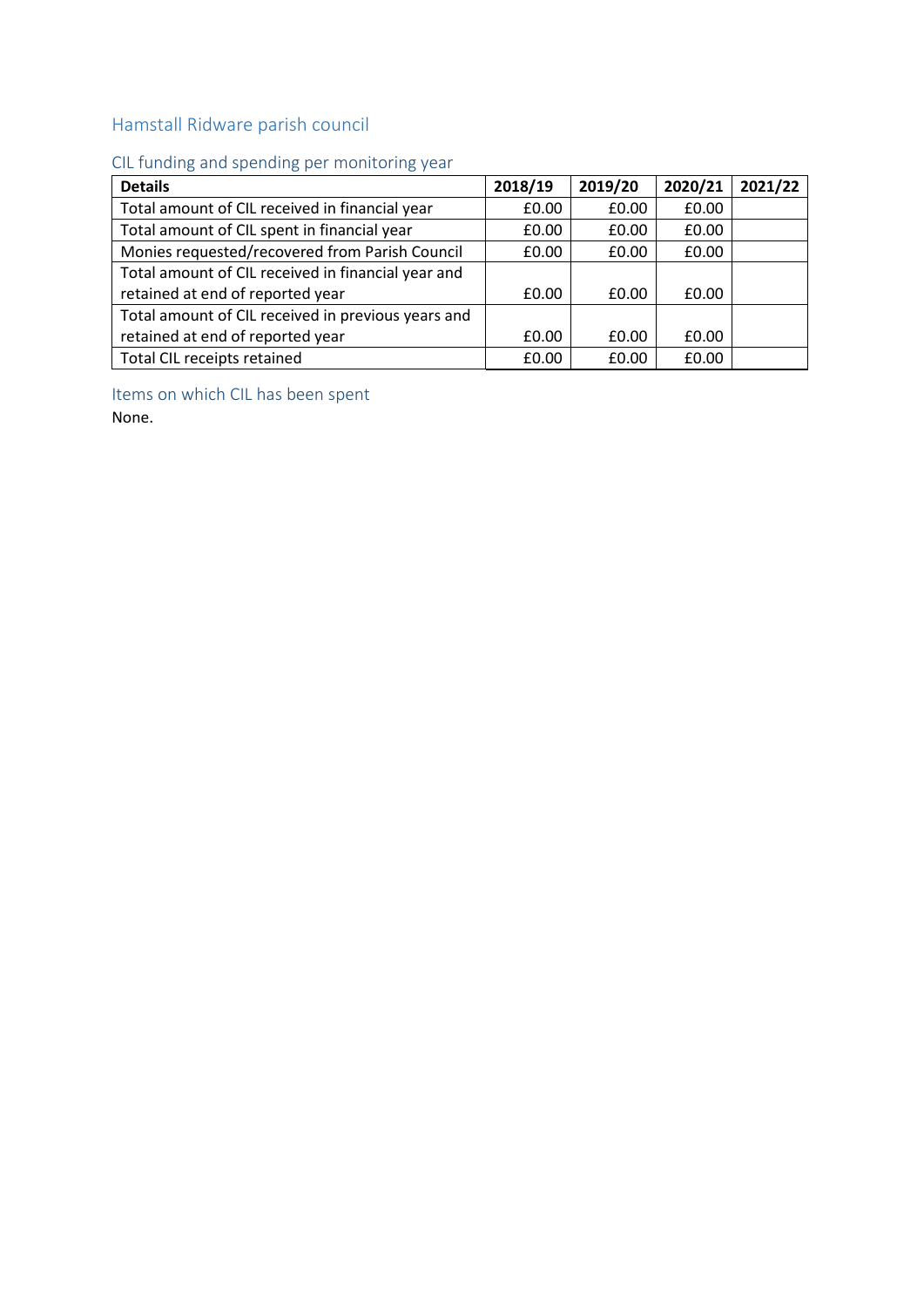## Hamstall Ridware parish council

### CIL funding and spending per monitoring year

| Details | 2018/19 | 2019/20 | 2020/21 | 2021/22 |
|---|---|---|---|---|
| Total amount of CIL received in financial year | £0.00 | £0.00 | £0.00 | |
| Total amount of CIL spent in financial year | £0.00 | £0.00 | £0.00 | |
| Monies requested/recovered from Parish Council | £0.00 | £0.00 | £0.00 | |
| Total amount of CIL received in financial year and retained at end of reported year | £0.00 | £0.00 | £0.00 | |
| Total amount of CIL received in previous years and retained at end of reported year | £0.00 | £0.00 | £0.00 | |
| Total CIL receipts retained | £0.00 | £0.00 | £0.00 | |

### Items on which CIL has been spent

None.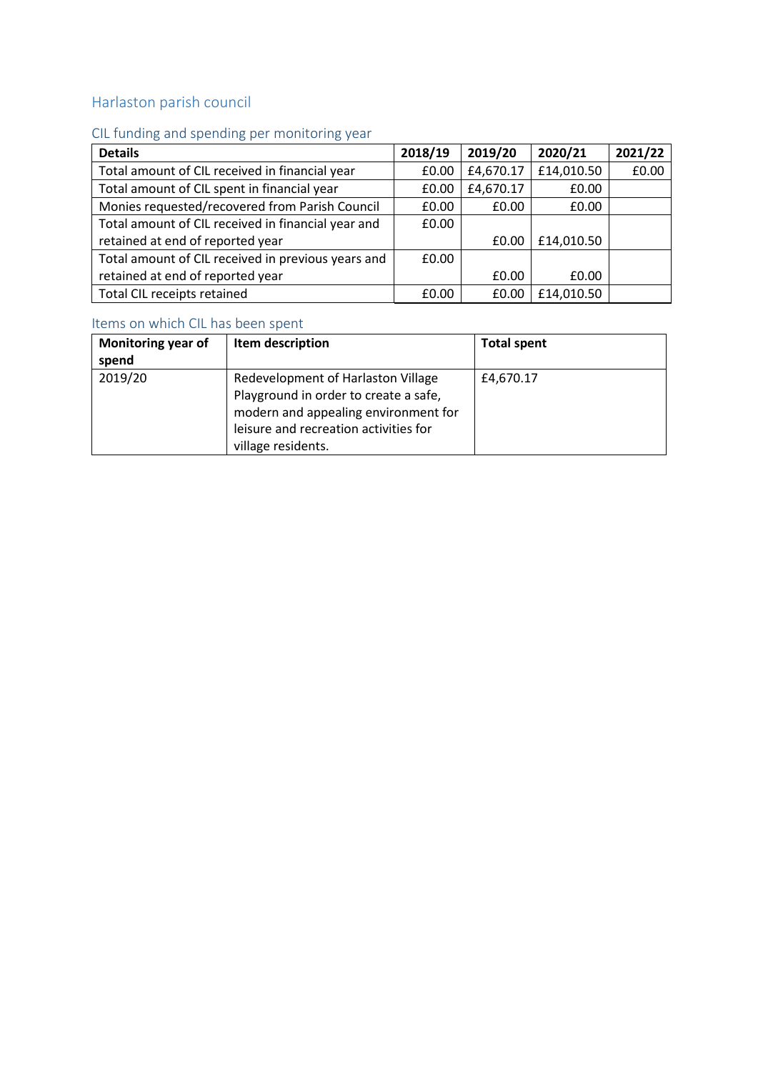## Harlaston parish council

### CIL funding and spending per monitoring year

| Details | 2018/19 | 2019/20 | 2020/21 | 2021/22 |
|---|---|---|---|---|
| Total amount of CIL received in financial year | £0.00 | £4,670.17 | £14,010.50 | £0.00 |
| Total amount of CIL spent in financial year | £0.00 | £4,670.17 | £0.00 | |
| Monies requested/recovered from Parish Council | £0.00 | £0.00 | £0.00 | |
| Total amount of CIL received in financial year and retained at end of reported year | £0.00 | £0.00 | £14,010.50 | |
| Total amount of CIL received in previous years and retained at end of reported year | £0.00 | £0.00 | £0.00 | |
| Total CIL receipts retained | £0.00 | £0.00 | £14,010.50 | |

### Items on which CIL has been spent

| Monitoring year of spend | Item description | Total spent |
|---|---|---|
| 2019/20 | Redevelopment of Harlaston Village Playground in order to create a safe, modern and appealing environment for leisure and recreation activities for village residents. | £4,670.17 |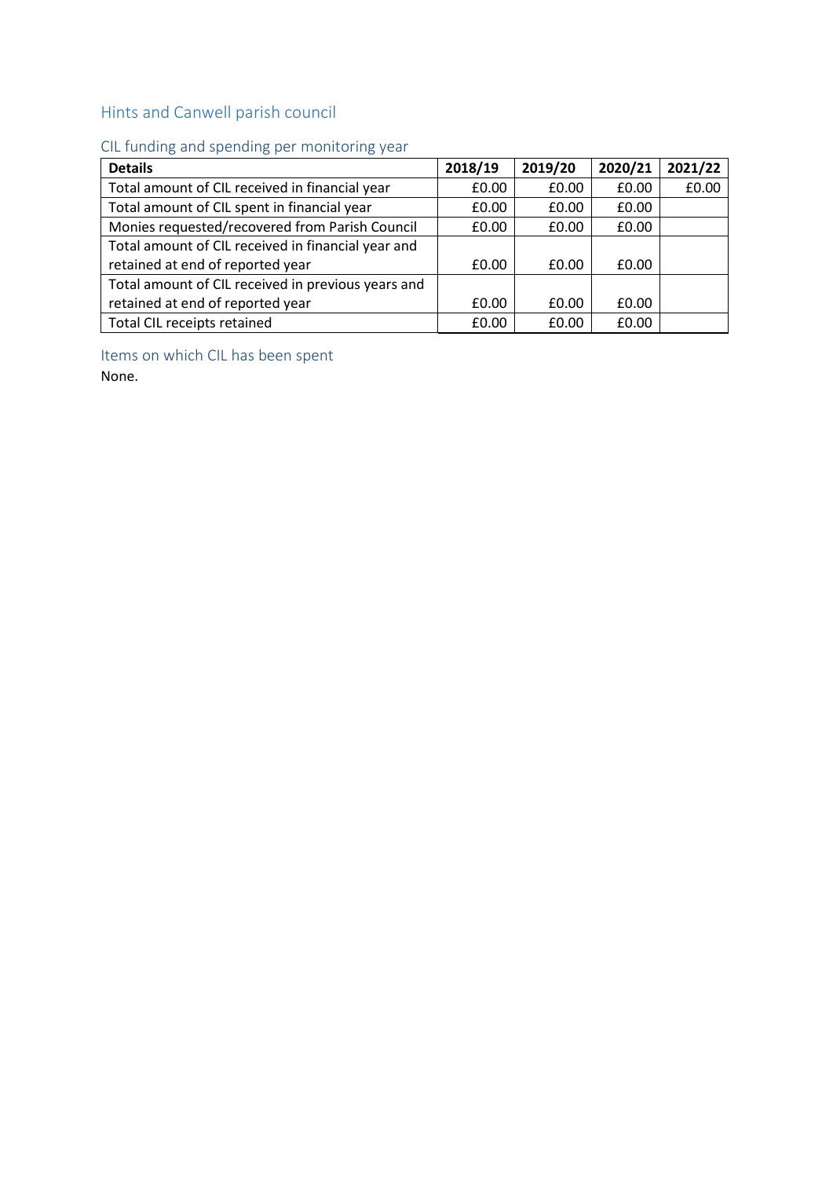## Hints and Canwell parish council

### CIL funding and spending per monitoring year

| Details | 2018/19 | 2019/20 | 2020/21 | 2021/22 |
|---|---|---|---|---|
| Total amount of CIL received in financial year | £0.00 | £0.00 | £0.00 | £0.00 |
| Total amount of CIL spent in financial year | £0.00 | £0.00 | £0.00 | |
| Monies requested/recovered from Parish Council | £0.00 | £0.00 | £0.00 | |
| Total amount of CIL received in financial year and retained at end of reported year | £0.00 | £0.00 | £0.00 | |
| Total amount of CIL received in previous years and retained at end of reported year | £0.00 | £0.00 | £0.00 | |
| Total CIL receipts retained | £0.00 | £0.00 | £0.00 | |

### Items on which CIL has been spent

None.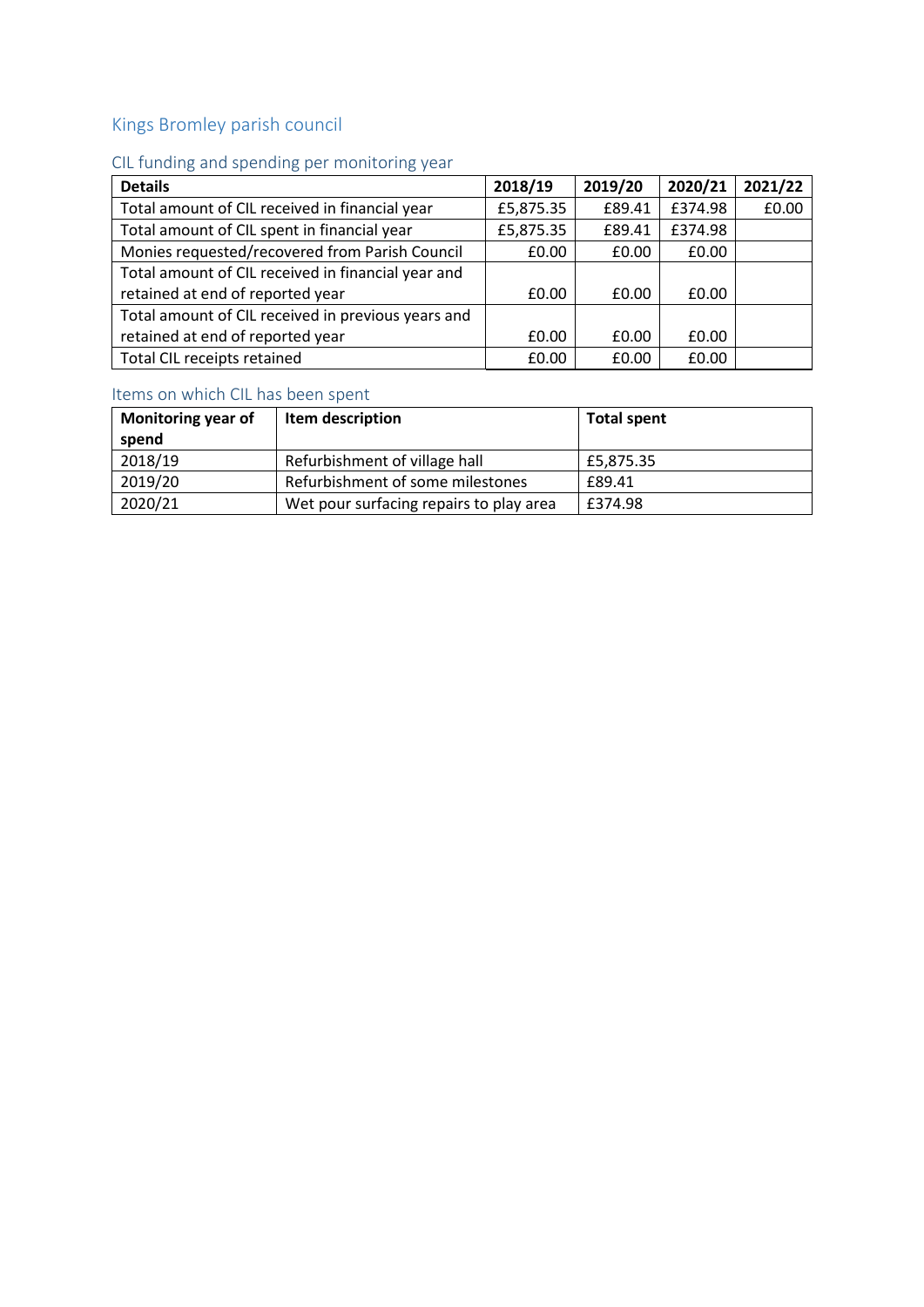## Kings Bromley parish council

### CIL funding and spending per monitoring year

| Details | 2018/19 | 2019/20 | 2020/21 | 2021/22 |
|---|---|---|---|---|
| Total amount of CIL received in financial year | £5,875.35 | £89.41 | £374.98 | £0.00 |
| Total amount of CIL spent in financial year | £5,875.35 | £89.41 | £374.98 | |
| Monies requested/recovered from Parish Council | £0.00 | £0.00 | £0.00 | |
| Total amount of CIL received in financial year and retained at end of reported year | £0.00 | £0.00 | £0.00 | |
| Total amount of CIL received in previous years and retained at end of reported year | £0.00 | £0.00 | £0.00 | |
| Total CIL receipts retained | £0.00 | £0.00 | £0.00 | |

### Items on which CIL has been spent

| Monitoring year of spend | Item description | Total spent |
|---|---|---|
| 2018/19 | Refurbishment of village hall | £5,875.35 |
| 2019/20 | Refurbishment of some milestones | £89.41 |
| 2020/21 | Wet pour surfacing repairs to play area | £374.98 |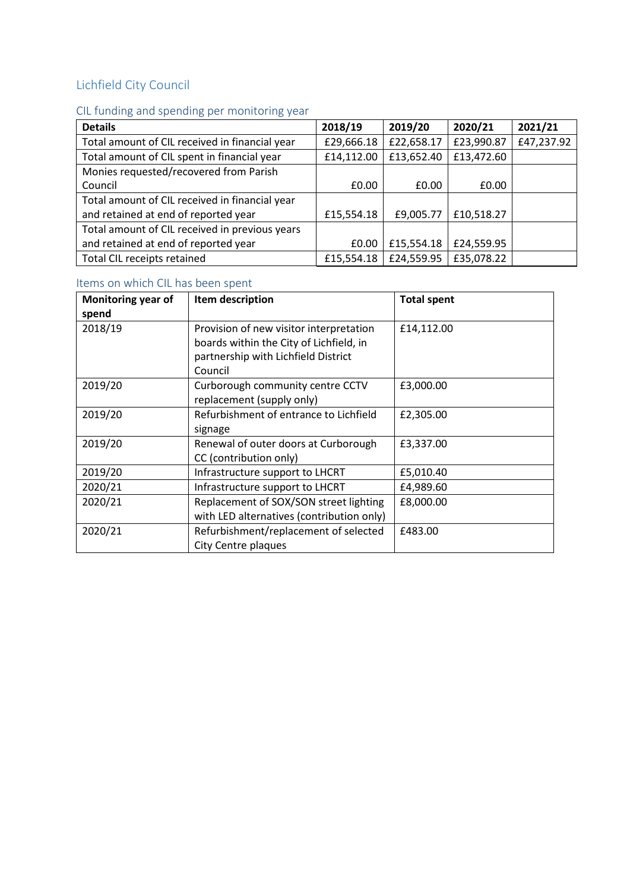## Lichfield City Council

### CIL funding and spending per monitoring year

| Details | 2018/19 | 2019/20 | 2020/21 | 2021/21 |
|---|---|---|---|---|
| Total amount of CIL received in financial year | £29,666.18 | £22,658.17 | £23,990.87 | £47,237.92 |
| Total amount of CIL spent in financial year | £14,112.00 | £13,652.40 | £13,472.60 | |
| Monies requested/recovered from Parish Council | £0.00 | £0.00 | £0.00 | |
| Total amount of CIL received in financial year and retained at end of reported year | £15,554.18 | £9,005.77 | £10,518.27 | |
| Total amount of CIL received in previous years and retained at end of reported year | £0.00 | £15,554.18 | £24,559.95 | |
| Total CIL receipts retained | £15,554.18 | £24,559.95 | £35,078.22 | |

### Items on which CIL has been spent

| Monitoring year of spend | Item description | Total spent |
|---|---|---|
| 2018/19 | Provision of new visitor interpretation boards within the City of Lichfield, in partnership with Lichfield District Council | £14,112.00 |
| 2019/20 | Curborough community centre CCTV replacement (supply only) | £3,000.00 |
| 2019/20 | Refurbishment of entrance to Lichfield signage | £2,305.00 |
| 2019/20 | Renewal of outer doors at Curborough CC (contribution only) | £3,337.00 |
| 2019/20 | Infrastructure support to LHCRT | £5,010.40 |
| 2020/21 | Infrastructure support to LHCRT | £4,989.60 |
| 2020/21 | Replacement of SOX/SON street lighting with LED alternatives (contribution only) | £8,000.00 |
| 2020/21 | Refurbishment/replacement of selected City Centre plaques | £483.00 |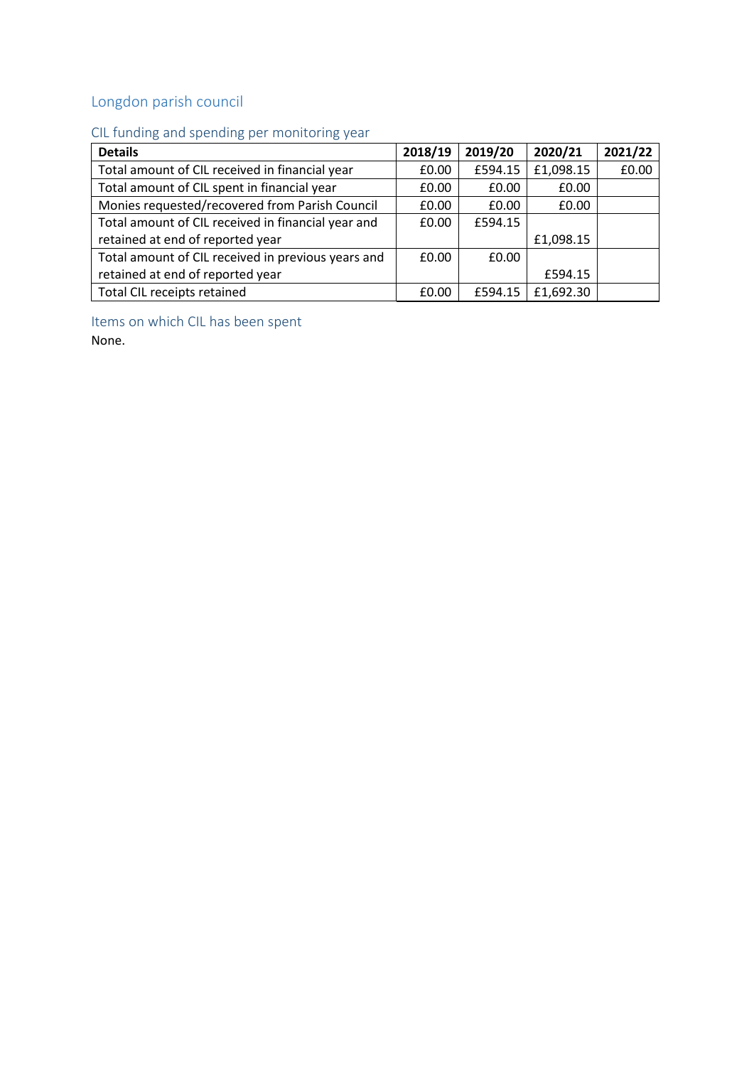## Longdon parish council

### CIL funding and spending per monitoring year

| Details | 2018/19 | 2019/20 | 2020/21 | 2021/22 |
|---|---|---|---|---|
| Total amount of CIL received in financial year | £0.00 | £594.15 | £1,098.15 | £0.00 |
| Total amount of CIL spent in financial year | £0.00 | £0.00 | £0.00 | |
| Monies requested/recovered from Parish Council | £0.00 | £0.00 | £0.00 | |
| Total amount of CIL received in financial year and retained at end of reported year | £0.00 | £594.15 | £1,098.15 | |
| Total amount of CIL received in previous years and retained at end of reported year | £0.00 | £0.00 | £594.15 | |
| Total CIL receipts retained | £0.00 | £594.15 | £1,692.30 | |

### Items on which CIL has been spent

None.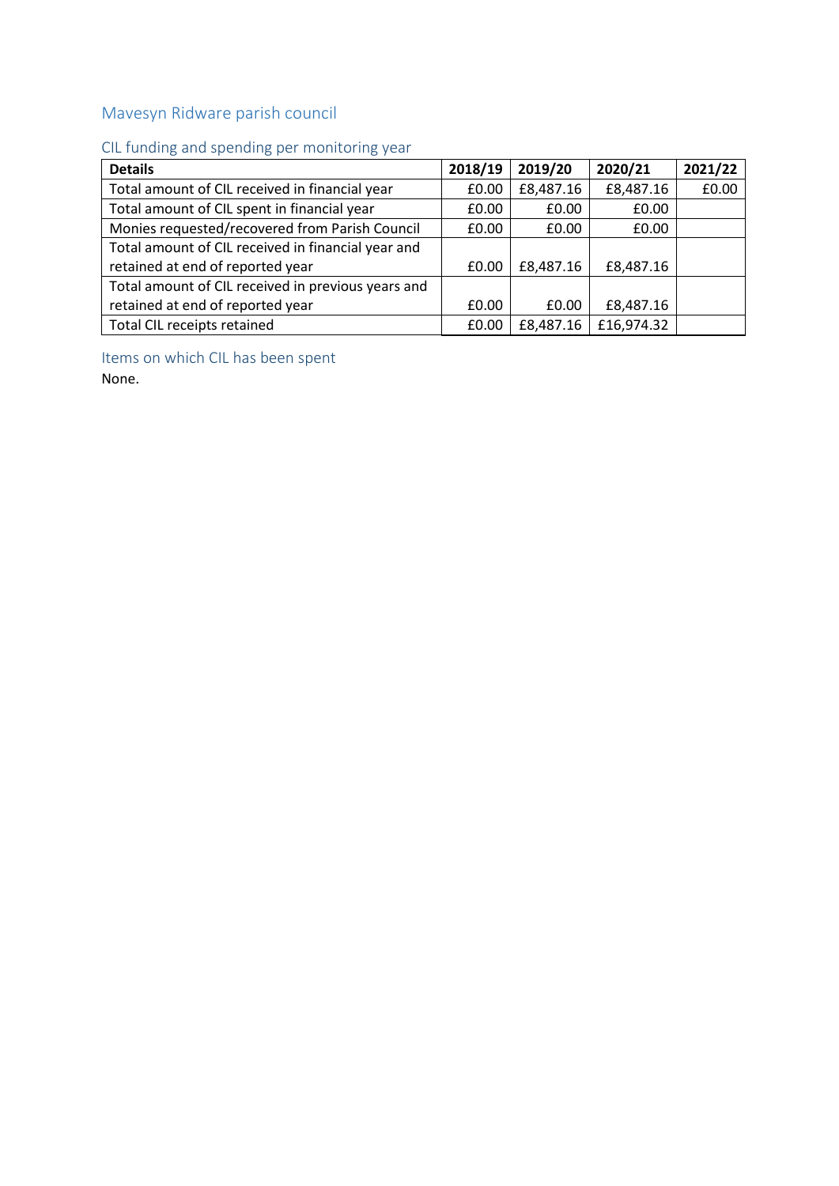## Mavesyn Ridware parish council

### CIL funding and spending per monitoring year

| Details | 2018/19 | 2019/20 | 2020/21 | 2021/22 |
|---|---|---|---|---|
| Total amount of CIL received in financial year | £0.00 | £8,487.16 | £8,487.16 | £0.00 |
| Total amount of CIL spent in financial year | £0.00 | £0.00 | £0.00 | |
| Monies requested/recovered from Parish Council | £0.00 | £0.00 | £0.00 | |
| Total amount of CIL received in financial year and retained at end of reported year | £0.00 | £8,487.16 | £8,487.16 | |
| Total amount of CIL received in previous years and retained at end of reported year | £0.00 | £0.00 | £8,487.16 | |
| Total CIL receipts retained | £0.00 | £8,487.16 | £16,974.32 | |

### Items on which CIL has been spent

None.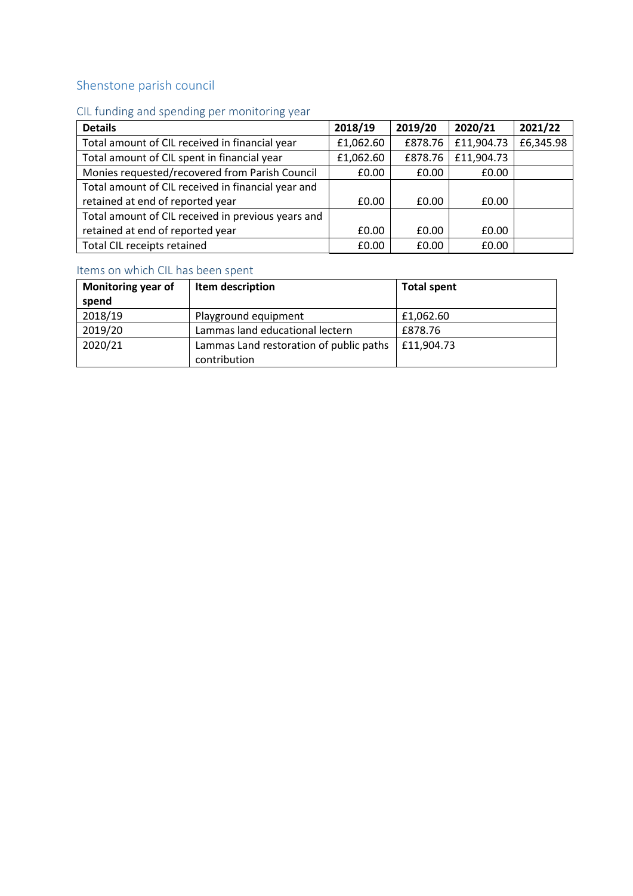## Shenstone parish council

### CIL funding and spending per monitoring year

| Details | 2018/19 | 2019/20 | 2020/21 | 2021/22 |
|---|---|---|---|---|
| Total amount of CIL received in financial year | £1,062.60 | £878.76 | £11,904.73 | £6,345.98 |
| Total amount of CIL spent in financial year | £1,062.60 | £878.76 | £11,904.73 | |
| Monies requested/recovered from Parish Council | £0.00 | £0.00 | £0.00 | |
| Total amount of CIL received in financial year and retained at end of reported year | £0.00 | £0.00 | £0.00 | |
| Total amount of CIL received in previous years and retained at end of reported year | £0.00 | £0.00 | £0.00 | |
| Total CIL receipts retained | £0.00 | £0.00 | £0.00 | |

### Items on which CIL has been spent

| Monitoring year of spend | Item description | Total spent |
|---|---|---|
| 2018/19 | Playground equipment | £1,062.60 |
| 2019/20 | Lammas land educational lectern | £878.76 |
| 2020/21 | Lammas Land restoration of public paths contribution | £11,904.73 |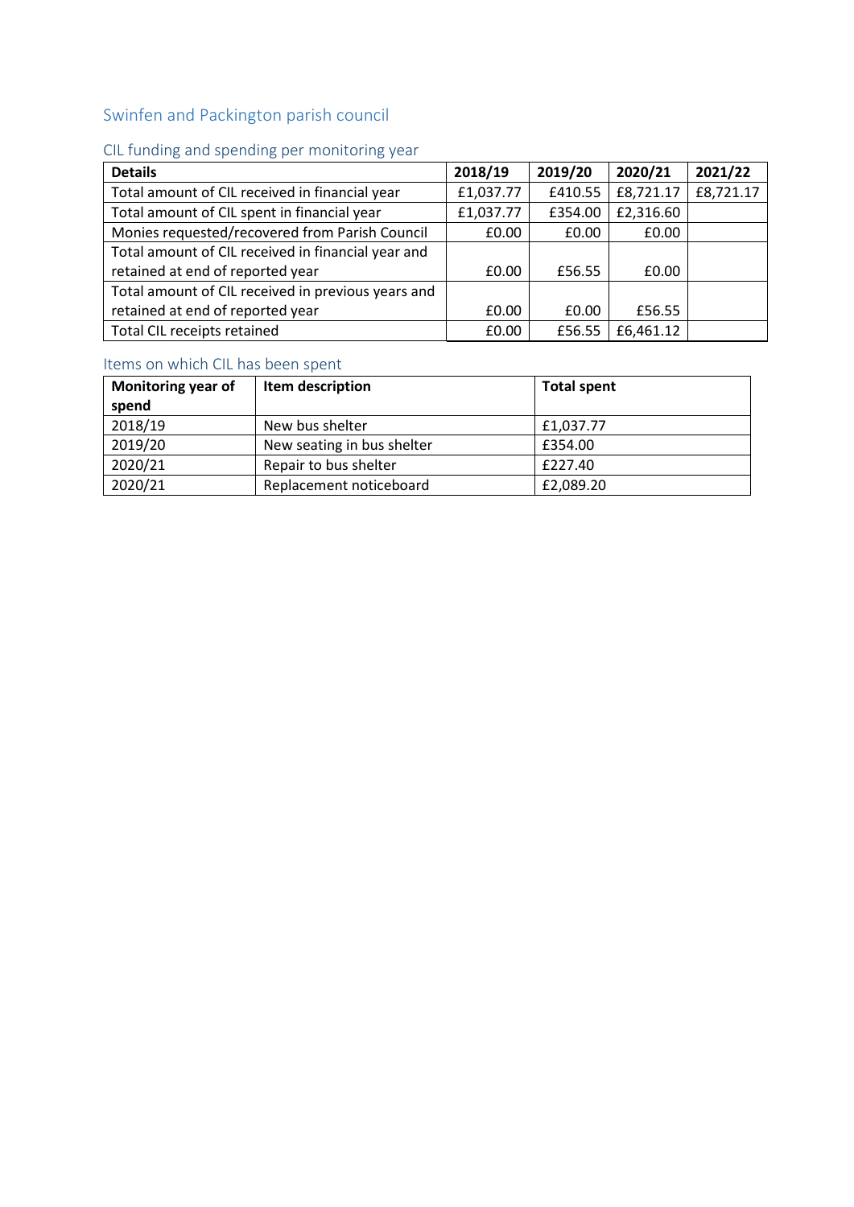## Swinfen and Packington parish council

### CIL funding and spending per monitoring year

| Details | 2018/19 | 2019/20 | 2020/21 | 2021/22 |
|---|---|---|---|---|
| Total amount of CIL received in financial year | £1,037.77 | £410.55 | £8,721.17 | £8,721.17 |
| Total amount of CIL spent in financial year | £1,037.77 | £354.00 | £2,316.60 | |
| Monies requested/recovered from Parish Council | £0.00 | £0.00 | £0.00 | |
| Total amount of CIL received in financial year and retained at end of reported year | £0.00 | £56.55 | £0.00 | |
| Total amount of CIL received in previous years and retained at end of reported year | £0.00 | £0.00 | £56.55 | |
| Total CIL receipts retained | £0.00 | £56.55 | £6,461.12 | |

### Items on which CIL has been spent

| Monitoring year of spend | Item description | Total spent |
|---|---|---|
| 2018/19 | New bus shelter | £1,037.77 |
| 2019/20 | New seating in bus shelter | £354.00 |
| 2020/21 | Repair to bus shelter | £227.40 |
| 2020/21 | Replacement noticeboard | £2,089.20 |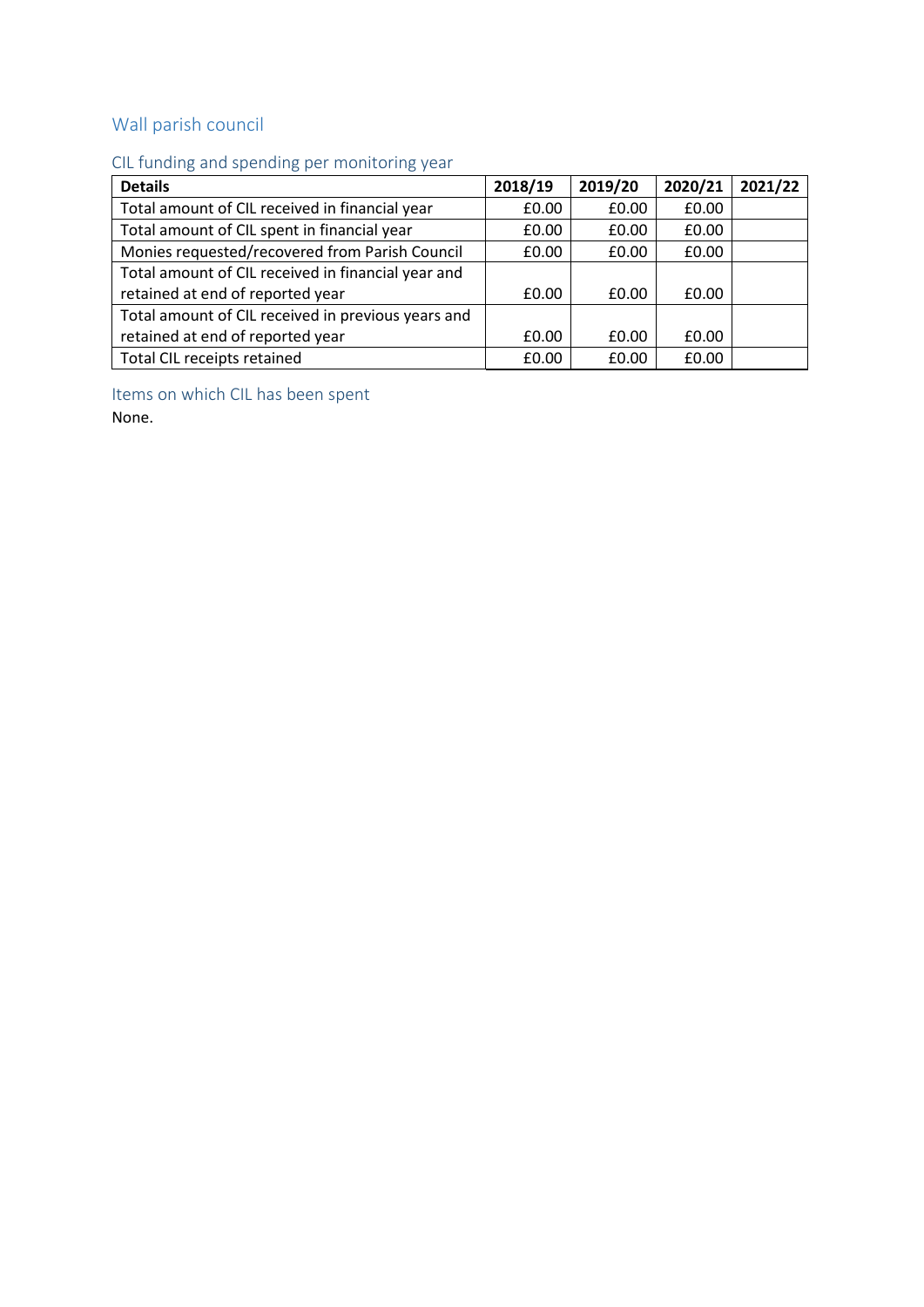## Wall parish council

### CIL funding and spending per monitoring year

| Details | 2018/19 | 2019/20 | 2020/21 | 2021/22 |
|---|---|---|---|---|
| Total amount of CIL received in financial year | £0.00 | £0.00 | £0.00 | |
| Total amount of CIL spent in financial year | £0.00 | £0.00 | £0.00 | |
| Monies requested/recovered from Parish Council | £0.00 | £0.00 | £0.00 | |
| Total amount of CIL received in financial year and retained at end of reported year | £0.00 | £0.00 | £0.00 | |
| Total amount of CIL received in previous years and retained at end of reported year | £0.00 | £0.00 | £0.00 | |
| Total CIL receipts retained | £0.00 | £0.00 | £0.00 | |

### Items on which CIL has been spent

None.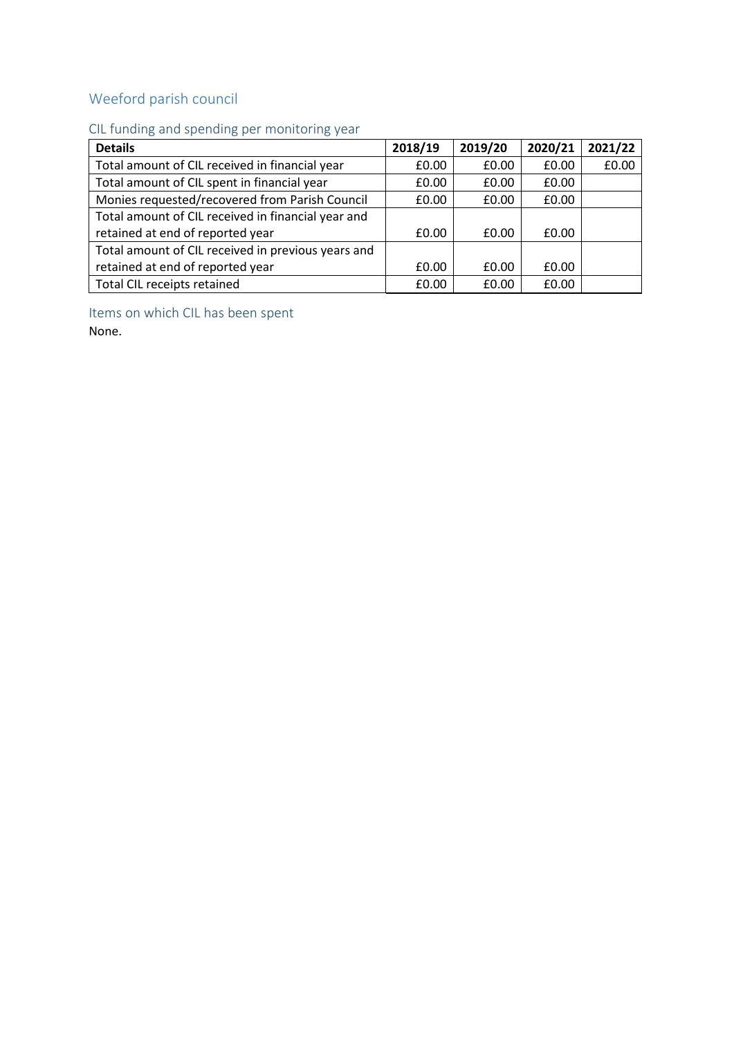## Weeford parish council

### CIL funding and spending per monitoring year

| Details | 2018/19 | 2019/20 | 2020/21 | 2021/22 |
|---|---|---|---|---|
| Total amount of CIL received in financial year | £0.00 | £0.00 | £0.00 | £0.00 |
| Total amount of CIL spent in financial year | £0.00 | £0.00 | £0.00 | |
| Monies requested/recovered from Parish Council | £0.00 | £0.00 | £0.00 | |
| Total amount of CIL received in financial year and retained at end of reported year | £0.00 | £0.00 | £0.00 | |
| Total amount of CIL received in previous years and retained at end of reported year | £0.00 | £0.00 | £0.00 | |
| Total CIL receipts retained | £0.00 | £0.00 | £0.00 | |

### Items on which CIL has been spent

None.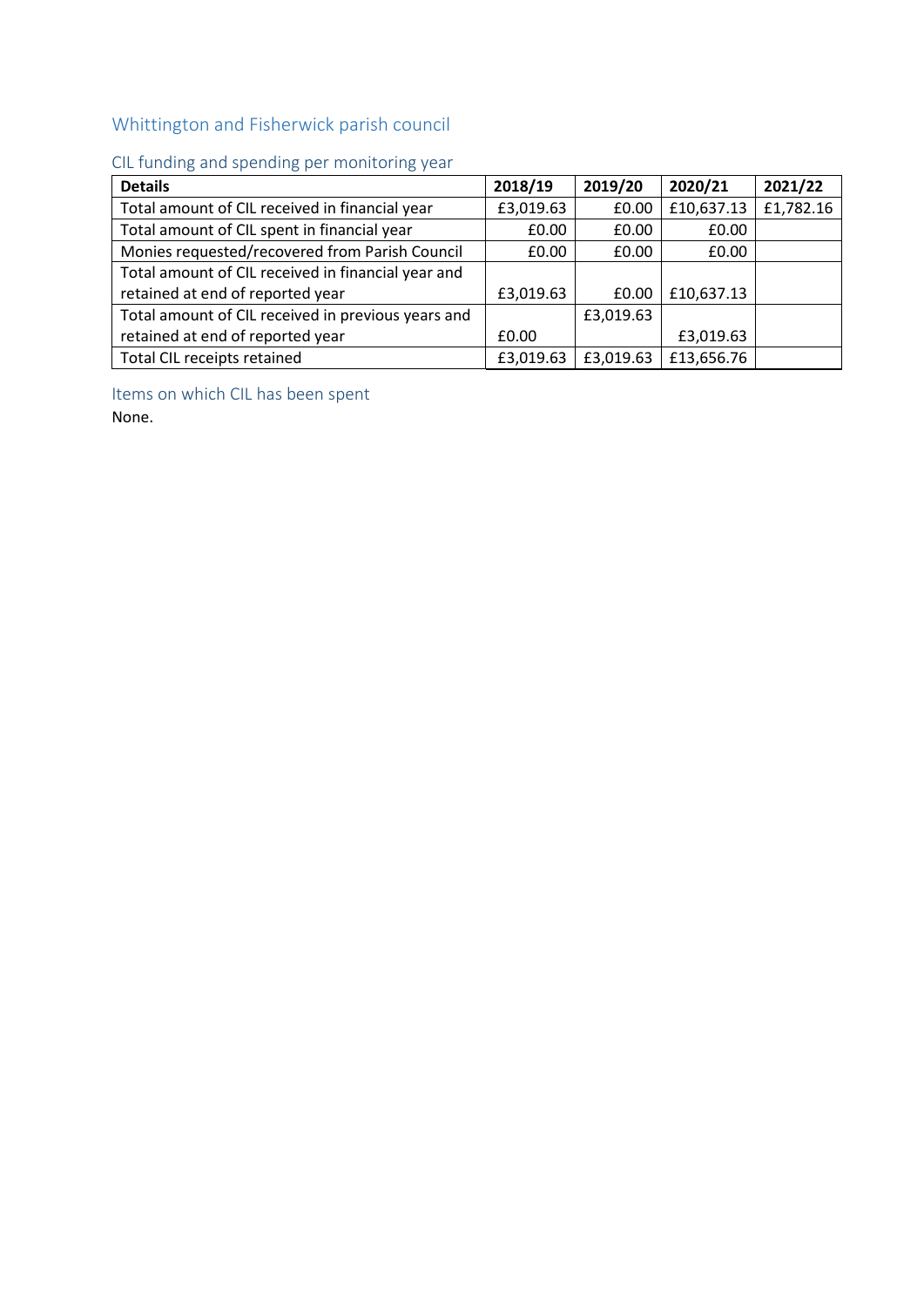## Whittington and Fisherwick parish council

### CIL funding and spending per monitoring year

| Details | 2018/19 | 2019/20 | 2020/21 | 2021/22 |
|---|---|---|---|---|
| Total amount of CIL received in financial year | £3,019.63 | £0.00 | £10,637.13 | £1,782.16 |
| Total amount of CIL spent in financial year | £0.00 | £0.00 | £0.00 | |
| Monies requested/recovered from Parish Council | £0.00 | £0.00 | £0.00 | |
| Total amount of CIL received in financial year and retained at end of reported year | £3,019.63 | £0.00 | £10,637.13 | |
| Total amount of CIL received in previous years and retained at end of reported year | £0.00 | £3,019.63 | £3,019.63 | |
| Total CIL receipts retained | £3,019.63 | £3,019.63 | £13,656.76 | |

### Items on which CIL has been spent

None.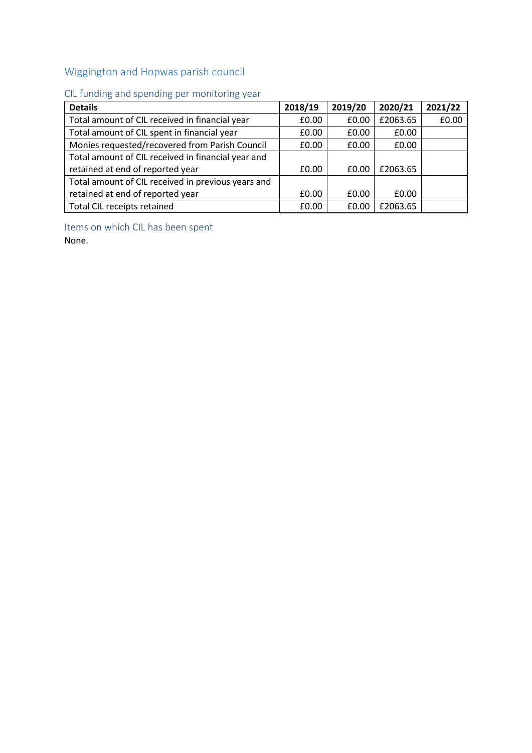## Wiggington and Hopwas parish council

### CIL funding and spending per monitoring year

| Details | 2018/19 | 2019/20 | 2020/21 | 2021/22 |
|---|---|---|---|---|
| Total amount of CIL received in financial year | £0.00 | £0.00 | £2063.65 | £0.00 |
| Total amount of CIL spent in financial year | £0.00 | £0.00 | £0.00 | |
| Monies requested/recovered from Parish Council | £0.00 | £0.00 | £0.00 | |
| Total amount of CIL received in financial year and retained at end of reported year | £0.00 | £0.00 | £2063.65 | |
| Total amount of CIL received in previous years and retained at end of reported year | £0.00 | £0.00 | £0.00 | |
| Total CIL receipts retained | £0.00 | £0.00 | £2063.65 | |

### Items on which CIL has been spent

None.